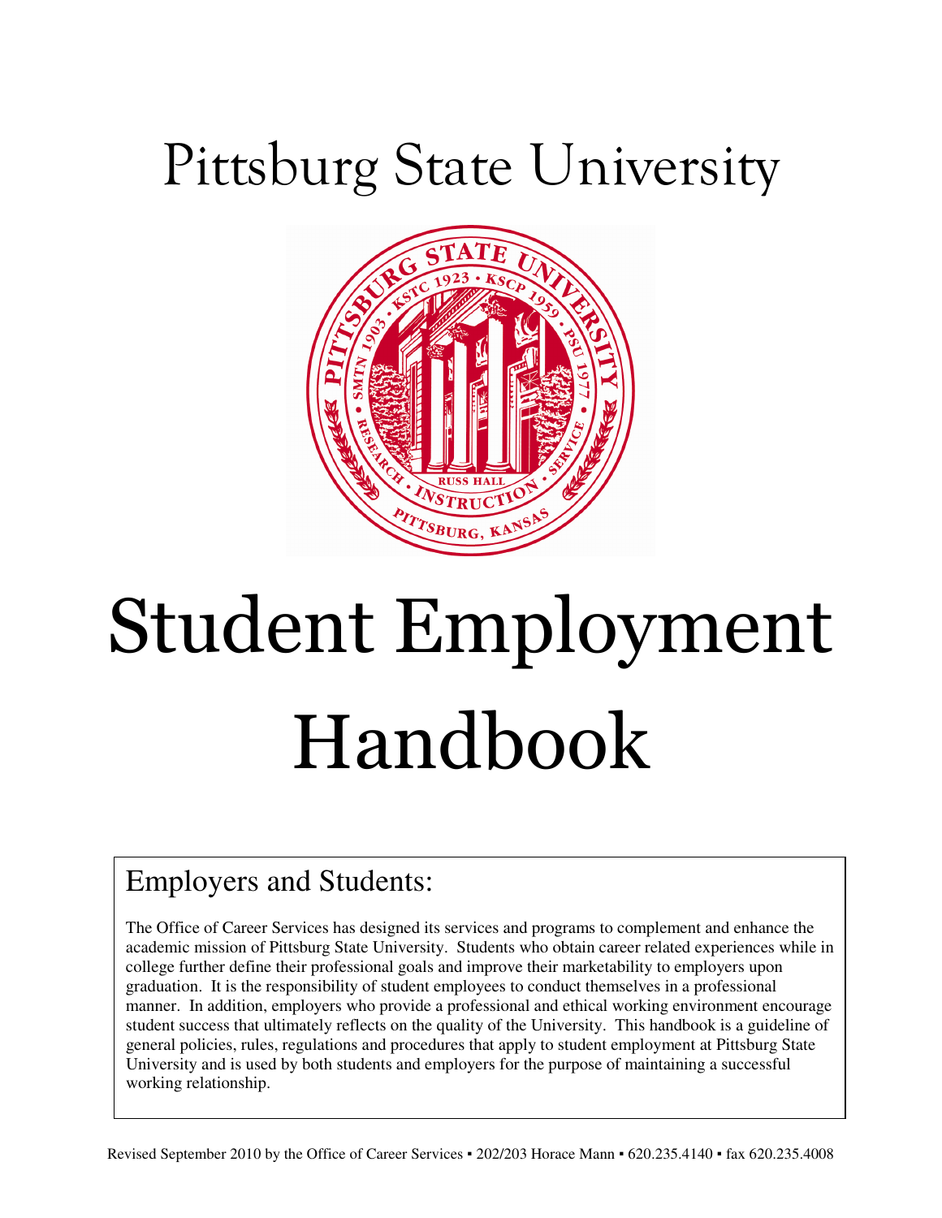# Pittsburg State University

# Student Employment Handbook

## Employers and Students:

The Office of Career Services has designed its services and programs to complement and enhance the academic mission of Pittsburg State University. Students who obtain career related experiences while in college further define their professional goals and improve their marketability to employers upon graduation. It is the responsibility of student employees to conduct themselves in a professional manner. In addition, employers who provide a professional and ethical working environment encourage student success that ultimately reflects on the quality of the University. This handbook is a guideline of general policies, rules, regulations and procedures that apply to student employment at Pittsburg State University and is used by both students and employers for the purpose of maintaining a successful working relationship.

Revised September 2010 by the Office of Career Services ▪ 202/203 Horace Mann ▪ 620.235.4140 ▪ fax 620.235.4008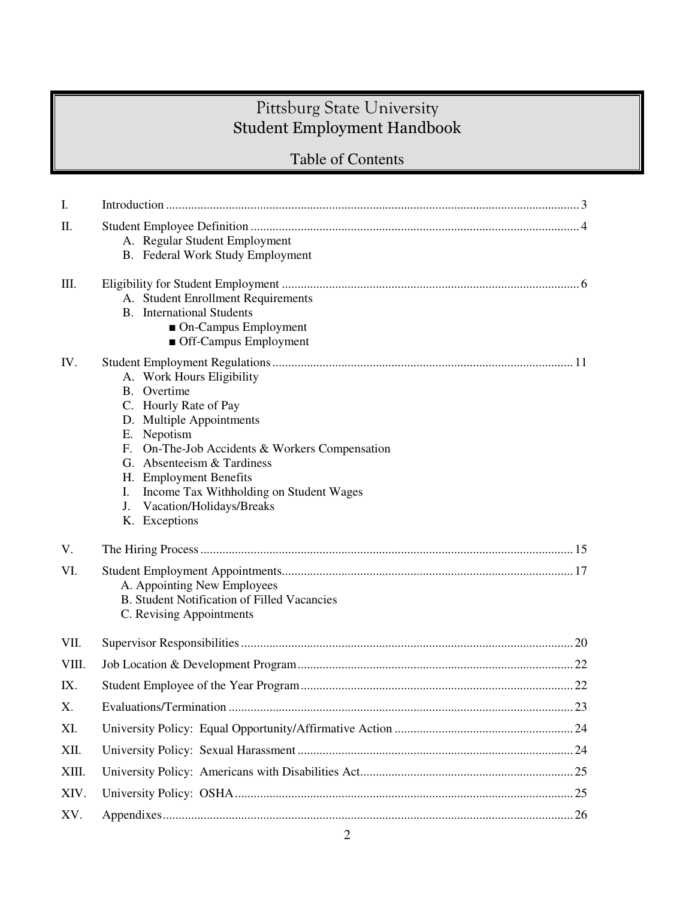# Pittsburg State University
## Student Employment Handbook

### Table of Contents

I. Introduction ........ 3

II. Student Employee Definition ........ 4
   - A. Regular Student Employment
   - B. Federal Work Study Employment

III. Eligibility for Student Employment ........ 6
   - A. Student Enrollment Requirements
   - B. International Students
     - ■ On-Campus Employment
     - ■ Off-Campus Employment

IV. Student Employment Regulations ........ 11
   - A. Work Hours Eligibility
   - B. Overtime
   - C. Hourly Rate of Pay
   - D. Multiple Appointments
   - E. Nepotism
   - F. On-The-Job Accidents & Workers Compensation
   - G. Absenteeism & Tardiness
   - H. Employment Benefits
   - I. Income Tax Withholding on Student Wages
   - J. Vacation/Holidays/Breaks
   - K. Exceptions

V. The Hiring Process ........ 15

VI. Student Employment Appointments ........ 17
   - A. Appointing New Employees
   - B. Student Notification of Filled Vacancies
   - C. Revising Appointments

VII. Supervisor Responsibilities ........ 20

VIII. Job Location & Development Program ........ 22

IX. Student Employee of the Year Program ........ 22

X. Evaluations/Termination ........ 23

XI. University Policy: Equal Opportunity/Affirmative Action ........ 24

XII. University Policy: Sexual Harassment ........ 24

XIII. University Policy: Americans with Disabilities Act ........ 25

XIV. University Policy: OSHA ........ 25

XV. Appendixes ........ 26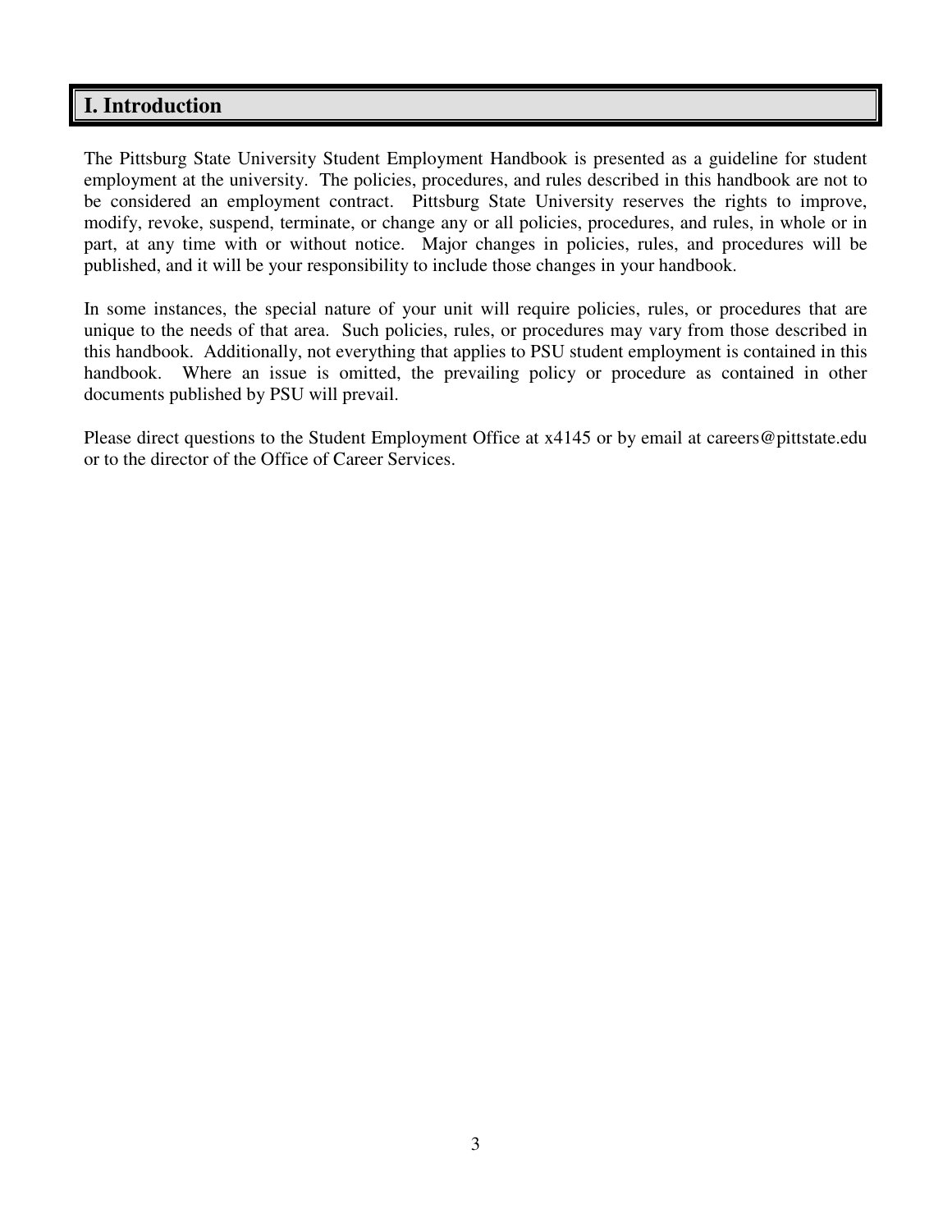# I. Introduction

The Pittsburg State University Student Employment Handbook is presented as a guideline for student employment at the university. The policies, procedures, and rules described in this handbook are not to be considered an employment contract. Pittsburg State University reserves the rights to improve, modify, revoke, suspend, terminate, or change any or all policies, procedures, and rules, in whole or in part, at any time with or without notice. Major changes in policies, rules, and procedures will be published, and it will be your responsibility to include those changes in your handbook.

In some instances, the special nature of your unit will require policies, rules, or procedures that are unique to the needs of that area. Such policies, rules, or procedures may vary from those described in this handbook. Additionally, not everything that applies to PSU student employment is contained in this handbook. Where an issue is omitted, the prevailing policy or procedure as contained in other documents published by PSU will prevail.

Please direct questions to the Student Employment Office at x4145 or by email at careers@pittstate.edu or to the director of the Office of Career Services.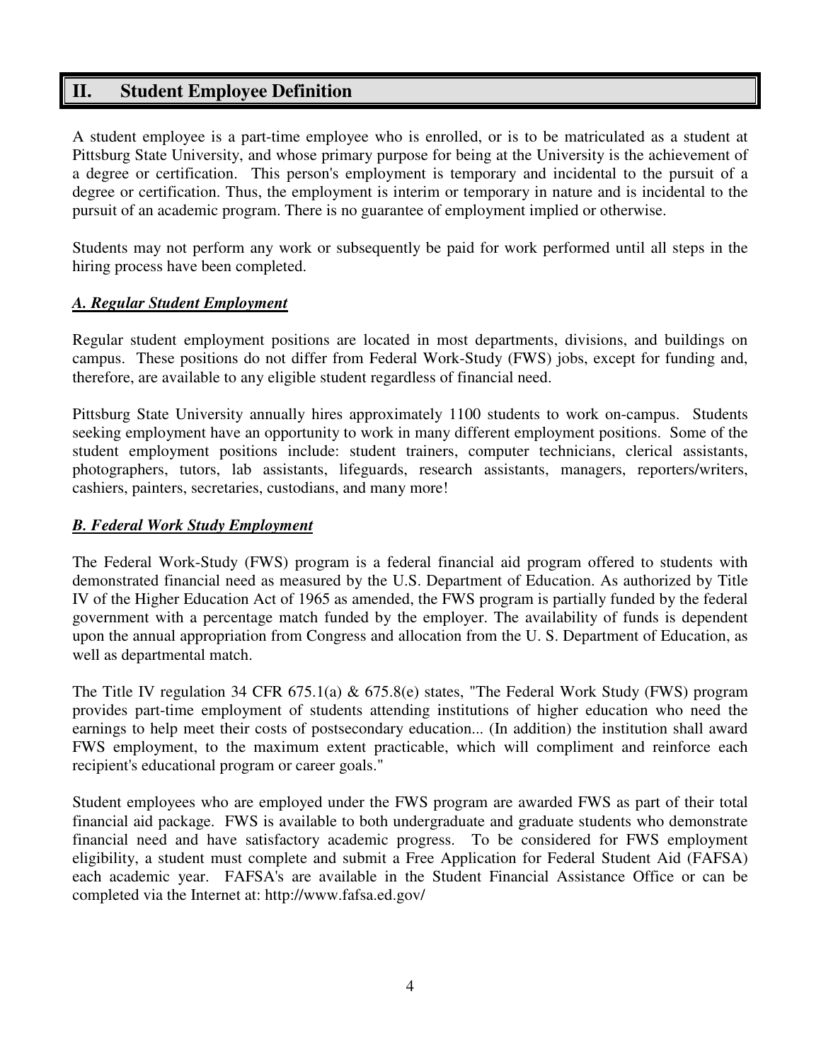## II. Student Employee Definition

A student employee is a part-time employee who is enrolled, or is to be matriculated as a student at Pittsburg State University, and whose primary purpose for being at the University is the achievement of a degree or certification. This person's employment is temporary and incidental to the pursuit of a degree or certification. Thus, the employment is interim or temporary in nature and is incidental to the pursuit of an academic program. There is no guarantee of employment implied or otherwise.

Students may not perform any work or subsequently be paid for work performed until all steps in the hiring process have been completed.

### ***A. Regular Student Employment***

Regular student employment positions are located in most departments, divisions, and buildings on campus. These positions do not differ from Federal Work-Study (FWS) jobs, except for funding and, therefore, are available to any eligible student regardless of financial need.

Pittsburg State University annually hires approximately 1100 students to work on-campus. Students seeking employment have an opportunity to work in many different employment positions. Some of the student employment positions include: student trainers, computer technicians, clerical assistants, photographers, tutors, lab assistants, lifeguards, research assistants, managers, reporters/writers, cashiers, painters, secretaries, custodians, and many more!

### ***B. Federal Work Study Employment***

The Federal Work-Study (FWS) program is a federal financial aid program offered to students with demonstrated financial need as measured by the U.S. Department of Education. As authorized by Title IV of the Higher Education Act of 1965 as amended, the FWS program is partially funded by the federal government with a percentage match funded by the employer. The availability of funds is dependent upon the annual appropriation from Congress and allocation from the U. S. Department of Education, as well as departmental match.

The Title IV regulation 34 CFR 675.1(a) & 675.8(e) states, "The Federal Work Study (FWS) program provides part-time employment of students attending institutions of higher education who need the earnings to help meet their costs of postsecondary education... (In addition) the institution shall award FWS employment, to the maximum extent practicable, which will compliment and reinforce each recipient's educational program or career goals."

Student employees who are employed under the FWS program are awarded FWS as part of their total financial aid package. FWS is available to both undergraduate and graduate students who demonstrate financial need and have satisfactory academic progress. To be considered for FWS employment eligibility, a student must complete and submit a Free Application for Federal Student Aid (FAFSA) each academic year. FAFSA's are available in the Student Financial Assistance Office or can be completed via the Internet at: http://www.fafsa.ed.gov/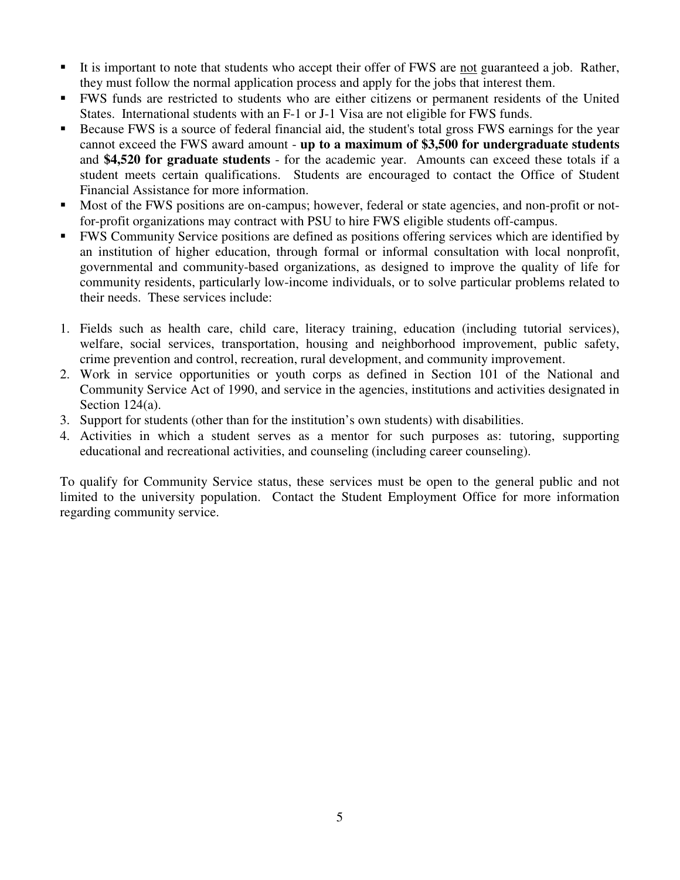- It is important to note that students who accept their offer of FWS are <u>not</u> guaranteed a job. Rather, they must follow the normal application process and apply for the jobs that interest them.
- FWS funds are restricted to students who are either citizens or permanent residents of the United States. International students with an F-1 or J-1 Visa are not eligible for FWS funds.
- Because FWS is a source of federal financial aid, the student's total gross FWS earnings for the year cannot exceed the FWS award amount - **up to a maximum of $3,500 for undergraduate students** and **$4,520 for graduate students** - for the academic year. Amounts can exceed these totals if a student meets certain qualifications. Students are encouraged to contact the Office of Student Financial Assistance for more information.
- Most of the FWS positions are on-campus; however, federal or state agencies, and non-profit or not-for-profit organizations may contract with PSU to hire FWS eligible students off-campus.
- FWS Community Service positions are defined as positions offering services which are identified by an institution of higher education, through formal or informal consultation with local nonprofit, governmental and community-based organizations, as designed to improve the quality of life for community residents, particularly low-income individuals, or to solve particular problems related to their needs. These services include:

1. Fields such as health care, child care, literacy training, education (including tutorial services), welfare, social services, transportation, housing and neighborhood improvement, public safety, crime prevention and control, recreation, rural development, and community improvement.
2. Work in service opportunities or youth corps as defined in Section 101 of the National and Community Service Act of 1990, and service in the agencies, institutions and activities designated in Section 124(a).
3. Support for students (other than for the institution's own students) with disabilities.
4. Activities in which a student serves as a mentor for such purposes as: tutoring, supporting educational and recreational activities, and counseling (including career counseling).

To qualify for Community Service status, these services must be open to the general public and not limited to the university population. Contact the Student Employment Office for more information regarding community service.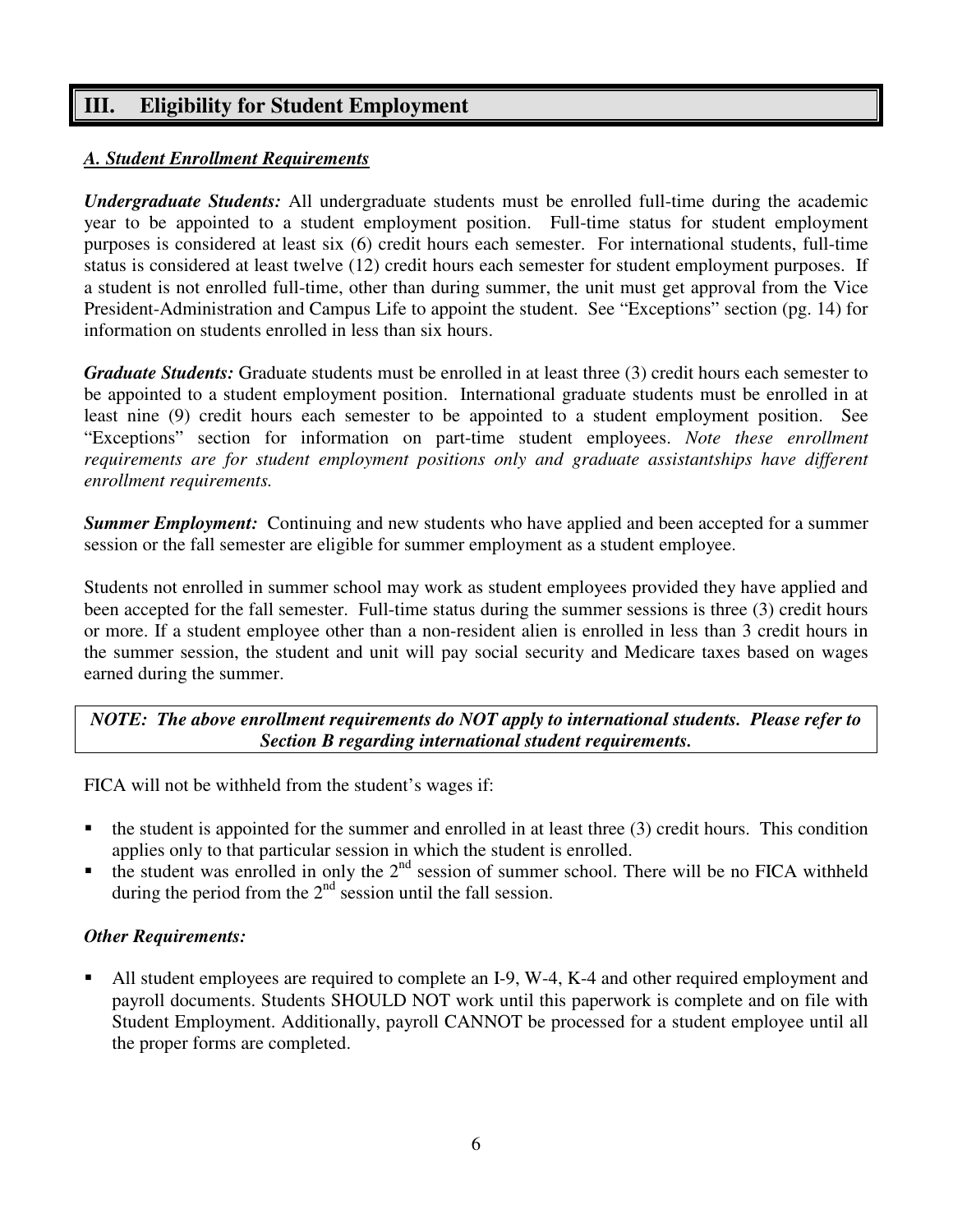## III. Eligibility for Student Employment

### *A. Student Enrollment Requirements*

***Undergraduate Students:*** All undergraduate students must be enrolled full-time during the academic year to be appointed to a student employment position. Full-time status for student employment purposes is considered at least six (6) credit hours each semester. For international students, full-time status is considered at least twelve (12) credit hours each semester for student employment purposes. If a student is not enrolled full-time, other than during summer, the unit must get approval from the Vice President-Administration and Campus Life to appoint the student. See "Exceptions" section (pg. 14) for information on students enrolled in less than six hours.

***Graduate Students:*** Graduate students must be enrolled in at least three (3) credit hours each semester to be appointed to a student employment position. International graduate students must be enrolled in at least nine (9) credit hours each semester to be appointed to a student employment position. See "Exceptions" section for information on part-time student employees. *Note these enrollment requirements are for student employment positions only and graduate assistantships have different enrollment requirements.*

***Summer Employment:*** Continuing and new students who have applied and been accepted for a summer session or the fall semester are eligible for summer employment as a student employee.

Students not enrolled in summer school may work as student employees provided they have applied and been accepted for the fall semester. Full-time status during the summer sessions is three (3) credit hours or more. If a student employee other than a non-resident alien is enrolled in less than 3 credit hours in the summer session, the student and unit will pay social security and Medicare taxes based on wages earned during the summer.

***NOTE: The above enrollment requirements do NOT apply to international students. Please refer to Section B regarding international student requirements.***

FICA will not be withheld from the student's wages if:

- the student is appointed for the summer and enrolled in at least three (3) credit hours. This condition applies only to that particular session in which the student is enrolled.
- the student was enrolled in only the 2nd session of summer school. There will be no FICA withheld during the period from the 2nd session until the fall session.

***Other Requirements:***

- All student employees are required to complete an I-9, W-4, K-4 and other required employment and payroll documents. Students SHOULD NOT work until this paperwork is complete and on file with Student Employment. Additionally, payroll CANNOT be processed for a student employee until all the proper forms are completed.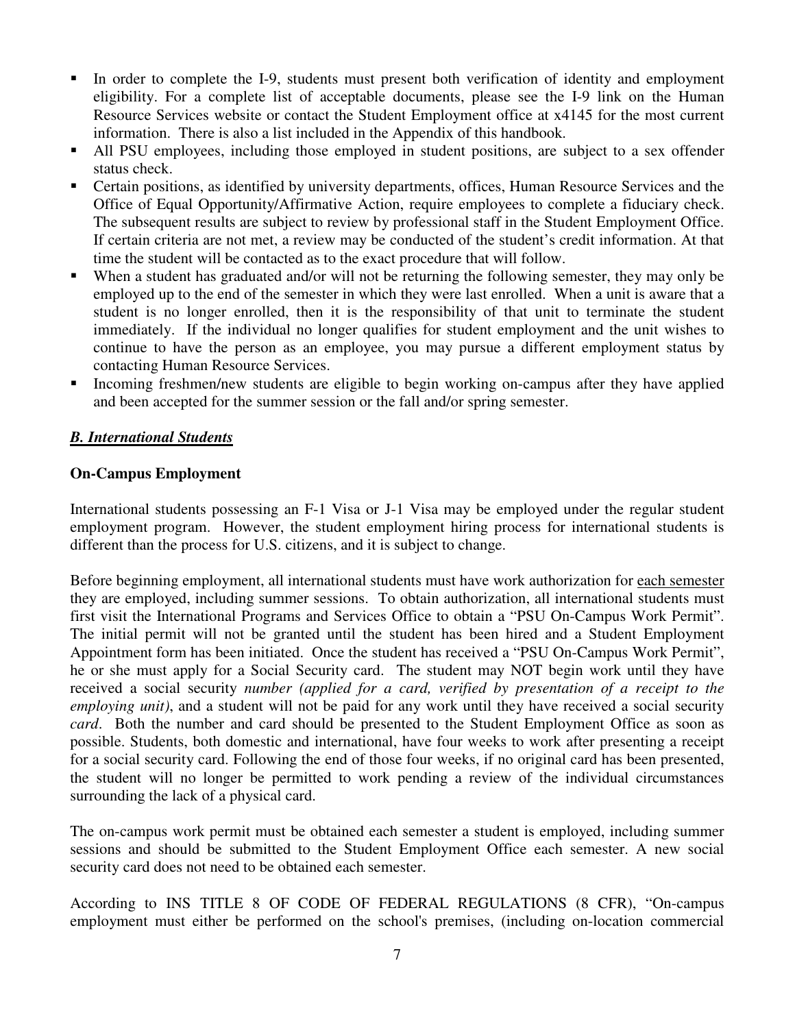- In order to complete the I-9, students must present both verification of identity and employment eligibility. For a complete list of acceptable documents, please see the I-9 link on the Human Resource Services website or contact the Student Employment office at x4145 for the most current information. There is also a list included in the Appendix of this handbook.
- All PSU employees, including those employed in student positions, are subject to a sex offender status check.
- Certain positions, as identified by university departments, offices, Human Resource Services and the Office of Equal Opportunity/Affirmative Action, require employees to complete a fiduciary check. The subsequent results are subject to review by professional staff in the Student Employment Office. If certain criteria are not met, a review may be conducted of the student's credit information. At that time the student will be contacted as to the exact procedure that will follow.
- When a student has graduated and/or will not be returning the following semester, they may only be employed up to the end of the semester in which they were last enrolled. When a unit is aware that a student is no longer enrolled, then it is the responsibility of that unit to terminate the student immediately. If the individual no longer qualifies for student employment and the unit wishes to continue to have the person as an employee, you may pursue a different employment status by contacting Human Resource Services.
- Incoming freshmen/new students are eligible to begin working on-campus after they have applied and been accepted for the summer session or the fall and/or spring semester.

## *B. International Students*

### On-Campus Employment

International students possessing an F-1 Visa or J-1 Visa may be employed under the regular student employment program. However, the student employment hiring process for international students is different than the process for U.S. citizens, and it is subject to change.

Before beginning employment, all international students must have work authorization for each semester they are employed, including summer sessions. To obtain authorization, all international students must first visit the International Programs and Services Office to obtain a "PSU On-Campus Work Permit". The initial permit will not be granted until the student has been hired and a Student Employment Appointment form has been initiated. Once the student has received a "PSU On-Campus Work Permit", he or she must apply for a Social Security card. The student may NOT begin work until they have received a social security *number (applied for a card, verified by presentation of a receipt to the employing unit)*, and a student will not be paid for any work until they have received a social security *card*. Both the number and card should be presented to the Student Employment Office as soon as possible. Students, both domestic and international, have four weeks to work after presenting a receipt for a social security card. Following the end of those four weeks, if no original card has been presented, the student will no longer be permitted to work pending a review of the individual circumstances surrounding the lack of a physical card.

The on-campus work permit must be obtained each semester a student is employed, including summer sessions and should be submitted to the Student Employment Office each semester. A new social security card does not need to be obtained each semester.

According to INS TITLE 8 OF CODE OF FEDERAL REGULATIONS (8 CFR), "On-campus employment must either be performed on the school's premises, (including on-location commercial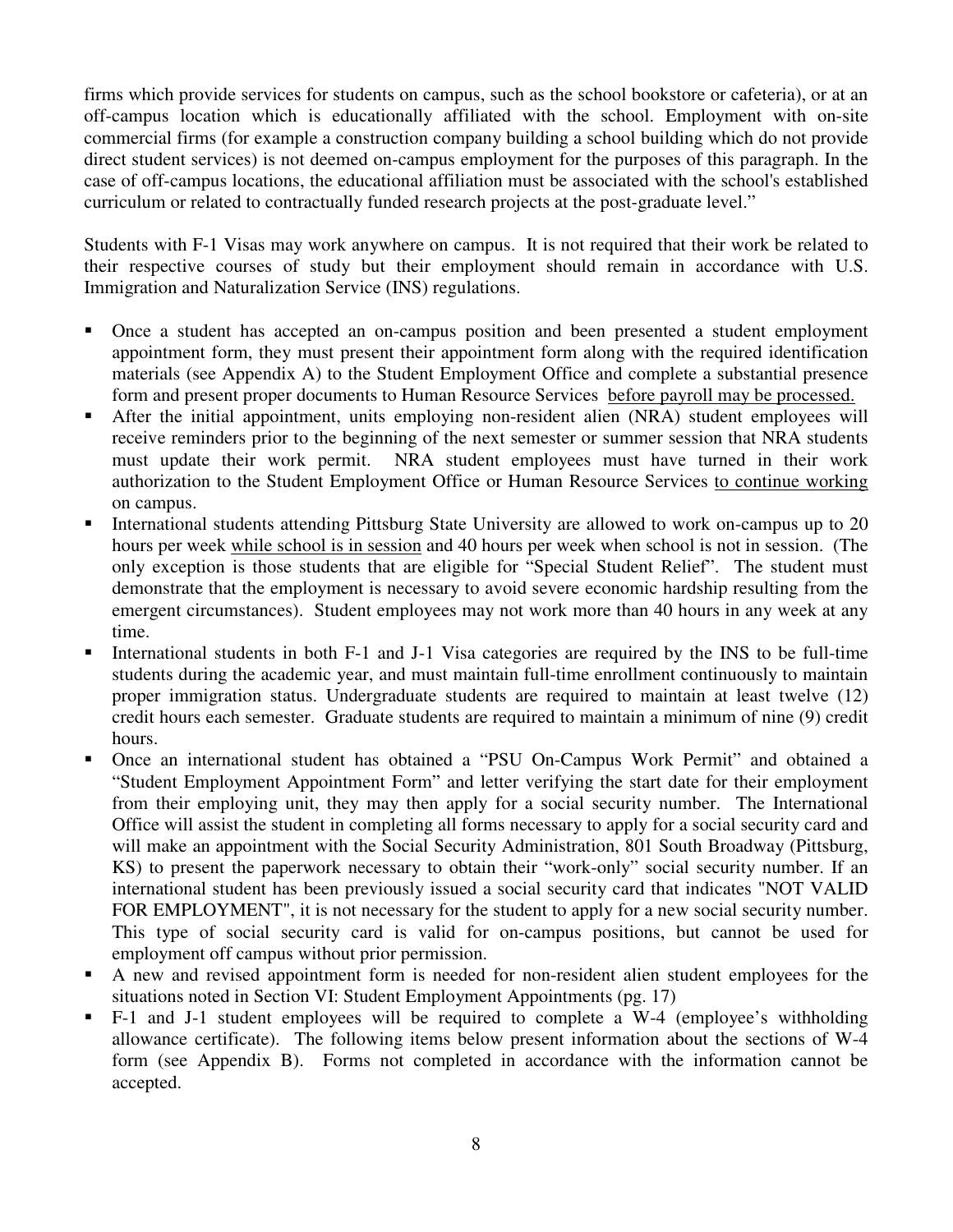firms which provide services for students on campus, such as the school bookstore or cafeteria), or at an off-campus location which is educationally affiliated with the school. Employment with on-site commercial firms (for example a construction company building a school building which do not provide direct student services) is not deemed on-campus employment for the purposes of this paragraph. In the case of off-campus locations, the educational affiliation must be associated with the school's established curriculum or related to contractually funded research projects at the post-graduate level."

Students with F-1 Visas may work anywhere on campus. It is not required that their work be related to their respective courses of study but their employment should remain in accordance with U.S. Immigration and Naturalization Service (INS) regulations.

- Once a student has accepted an on-campus position and been presented a student employment appointment form, they must present their appointment form along with the required identification materials (see Appendix A) to the Student Employment Office and complete a substantial presence form and present proper documents to Human Resource Services <u>before payroll may be processed.</u>
- After the initial appointment, units employing non-resident alien (NRA) student employees will receive reminders prior to the beginning of the next semester or summer session that NRA students must update their work permit. NRA student employees must have turned in their work authorization to the Student Employment Office or Human Resource Services <u>to continue working</u> on campus.
- International students attending Pittsburg State University are allowed to work on-campus up to 20 hours per week <u>while school is in session</u> and 40 hours per week when school is not in session. (The only exception is those students that are eligible for "Special Student Relief". The student must demonstrate that the employment is necessary to avoid severe economic hardship resulting from the emergent circumstances). Student employees may not work more than 40 hours in any week at any time.
- International students in both F-1 and J-1 Visa categories are required by the INS to be full-time students during the academic year, and must maintain full-time enrollment continuously to maintain proper immigration status. Undergraduate students are required to maintain at least twelve (12) credit hours each semester. Graduate students are required to maintain a minimum of nine (9) credit hours.
- Once an international student has obtained a "PSU On-Campus Work Permit" and obtained a "Student Employment Appointment Form" and letter verifying the start date for their employment from their employing unit, they may then apply for a social security number. The International Office will assist the student in completing all forms necessary to apply for a social security card and will make an appointment with the Social Security Administration, 801 South Broadway (Pittsburg, KS) to present the paperwork necessary to obtain their "work-only" social security number. If an international student has been previously issued a social security card that indicates "NOT VALID FOR EMPLOYMENT", it is not necessary for the student to apply for a new social security number. This type of social security card is valid for on-campus positions, but cannot be used for employment off campus without prior permission.
- A new and revised appointment form is needed for non-resident alien student employees for the situations noted in Section VI: Student Employment Appointments (pg. 17)
- F-1 and J-1 student employees will be required to complete a W-4 (employee's withholding allowance certificate). The following items below present information about the sections of W-4 form (see Appendix B). Forms not completed in accordance with the information cannot be accepted.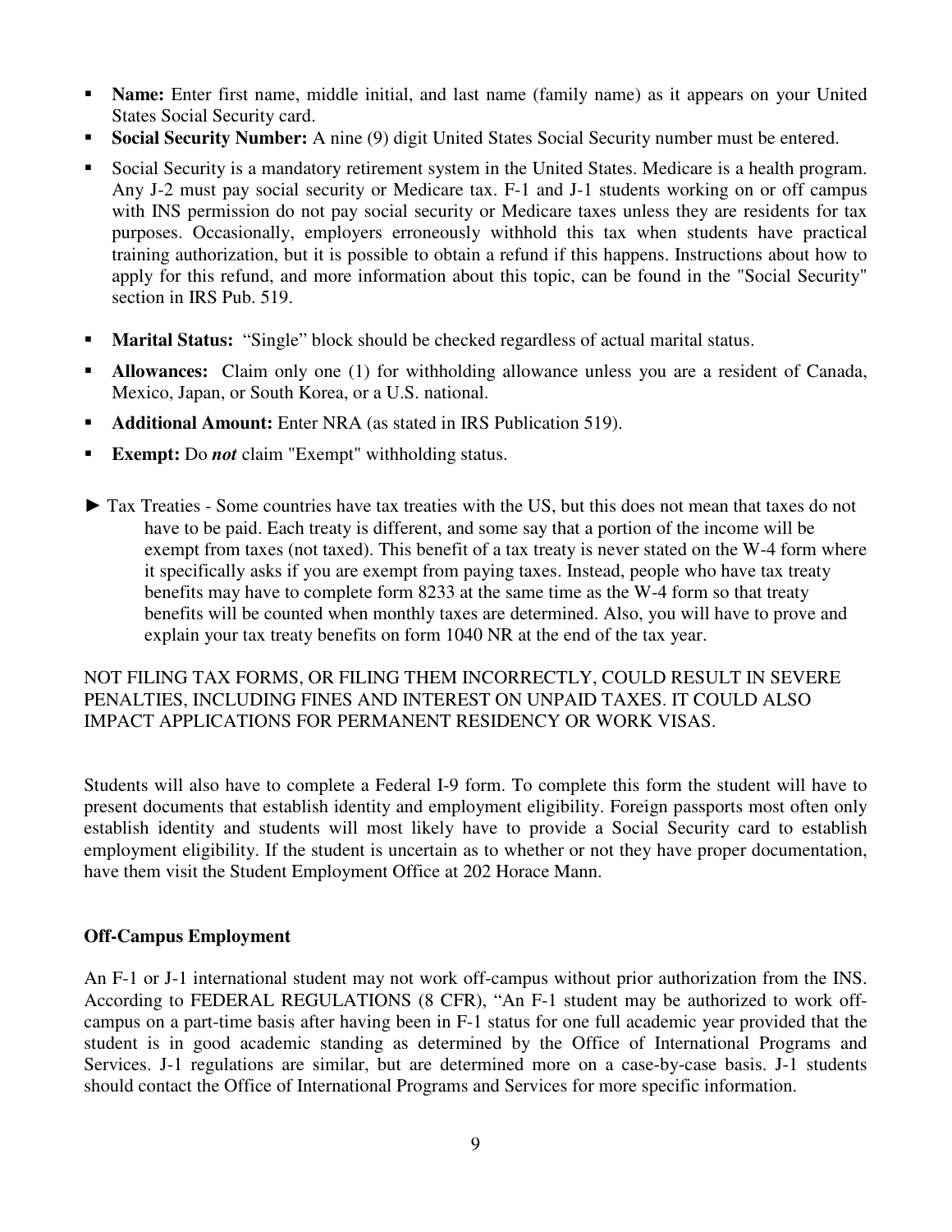- **Name:** Enter first name, middle initial, and last name (family name) as it appears on your United States Social Security card.
- **Social Security Number:** A nine (9) digit United States Social Security number must be entered.
- Social Security is a mandatory retirement system in the United States. Medicare is a health program. Any J-2 must pay social security or Medicare tax. F-1 and J-1 students working on or off campus with INS permission do not pay social security or Medicare taxes unless they are residents for tax purposes. Occasionally, employers erroneously withhold this tax when students have practical training authorization, but it is possible to obtain a refund if this happens. Instructions about how to apply for this refund, and more information about this topic, can be found in the "Social Security" section in IRS Pub. 519.
- **Marital Status:** "Single" block should be checked regardless of actual marital status.
- **Allowances:** Claim only one (1) for withholding allowance unless you are a resident of Canada, Mexico, Japan, or South Korea, or a U.S. national.
- **Additional Amount:** Enter NRA (as stated in IRS Publication 519).
- **Exempt:** Do ***not*** claim "Exempt" withholding status.

► Tax Treaties - Some countries have tax treaties with the US, but this does not mean that taxes do not have to be paid. Each treaty is different, and some say that a portion of the income will be exempt from taxes (not taxed). This benefit of a tax treaty is never stated on the W-4 form where it specifically asks if you are exempt from paying taxes. Instead, people who have tax treaty benefits may have to complete form 8233 at the same time as the W-4 form so that treaty benefits will be counted when monthly taxes are determined. Also, you will have to prove and explain your tax treaty benefits on form 1040 NR at the end of the tax year.

NOT FILING TAX FORMS, OR FILING THEM INCORRECTLY, COULD RESULT IN SEVERE PENALTIES, INCLUDING FINES AND INTEREST ON UNPAID TAXES. IT COULD ALSO IMPACT APPLICATIONS FOR PERMANENT RESIDENCY OR WORK VISAS.

Students will also have to complete a Federal I-9 form. To complete this form the student will have to present documents that establish identity and employment eligibility. Foreign passports most often only establish identity and students will most likely have to provide a Social Security card to establish employment eligibility. If the student is uncertain as to whether or not they have proper documentation, have them visit the Student Employment Office at 202 Horace Mann.

**Off-Campus Employment**

An F-1 or J-1 international student may not work off-campus without prior authorization from the INS. According to FEDERAL REGULATIONS (8 CFR), "An F-1 student may be authorized to work off-campus on a part-time basis after having been in F-1 status for one full academic year provided that the student is in good academic standing as determined by the Office of International Programs and Services. J-1 regulations are similar, but are determined more on a case-by-case basis. J-1 students should contact the Office of International Programs and Services for more specific information.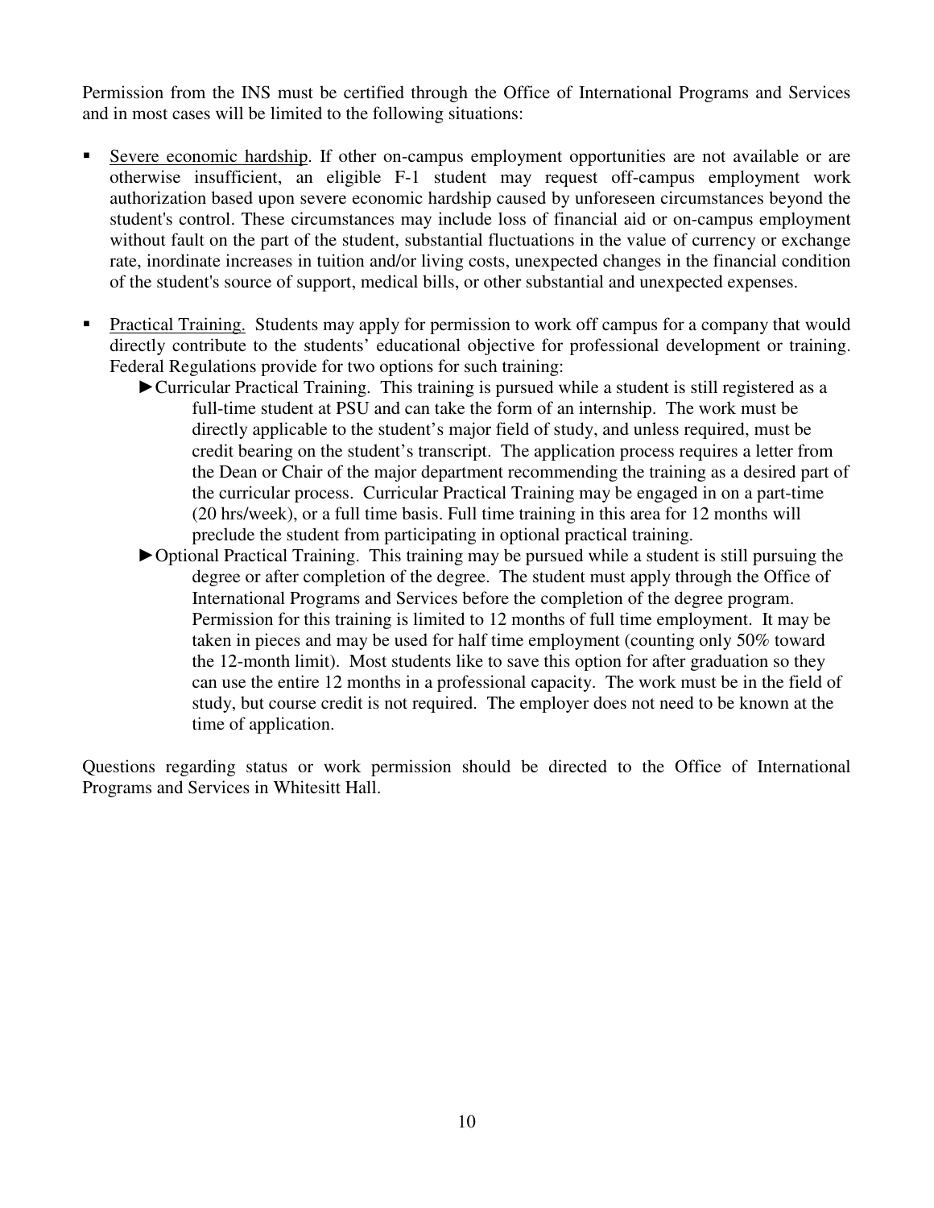Permission from the INS must be certified through the Office of International Programs and Services and in most cases will be limited to the following situations:

- Severe economic hardship. If other on-campus employment opportunities are not available or are otherwise insufficient, an eligible F-1 student may request off-campus employment work authorization based upon severe economic hardship caused by unforeseen circumstances beyond the student's control. These circumstances may include loss of financial aid or on-campus employment without fault on the part of the student, substantial fluctuations in the value of currency or exchange rate, inordinate increases in tuition and/or living costs, unexpected changes in the financial condition of the student's source of support, medical bills, or other substantial and unexpected expenses.

- Practical Training. Students may apply for permission to work off campus for a company that would directly contribute to the students' educational objective for professional development or training. Federal Regulations provide for two options for such training:
  - ►Curricular Practical Training. This training is pursued while a student is still registered as a full-time student at PSU and can take the form of an internship. The work must be directly applicable to the student's major field of study, and unless required, must be credit bearing on the student's transcript. The application process requires a letter from the Dean or Chair of the major department recommending the training as a desired part of the curricular process. Curricular Practical Training may be engaged in on a part-time (20 hrs/week), or a full time basis. Full time training in this area for 12 months will preclude the student from participating in optional practical training.
  - ►Optional Practical Training. This training may be pursued while a student is still pursuing the degree or after completion of the degree. The student must apply through the Office of International Programs and Services before the completion of the degree program. Permission for this training is limited to 12 months of full time employment. It may be taken in pieces and may be used for half time employment (counting only 50% toward the 12-month limit). Most students like to save this option for after graduation so they can use the entire 12 months in a professional capacity. The work must be in the field of study, but course credit is not required. The employer does not need to be known at the time of application.

Questions regarding status or work permission should be directed to the Office of International Programs and Services in Whitesitt Hall.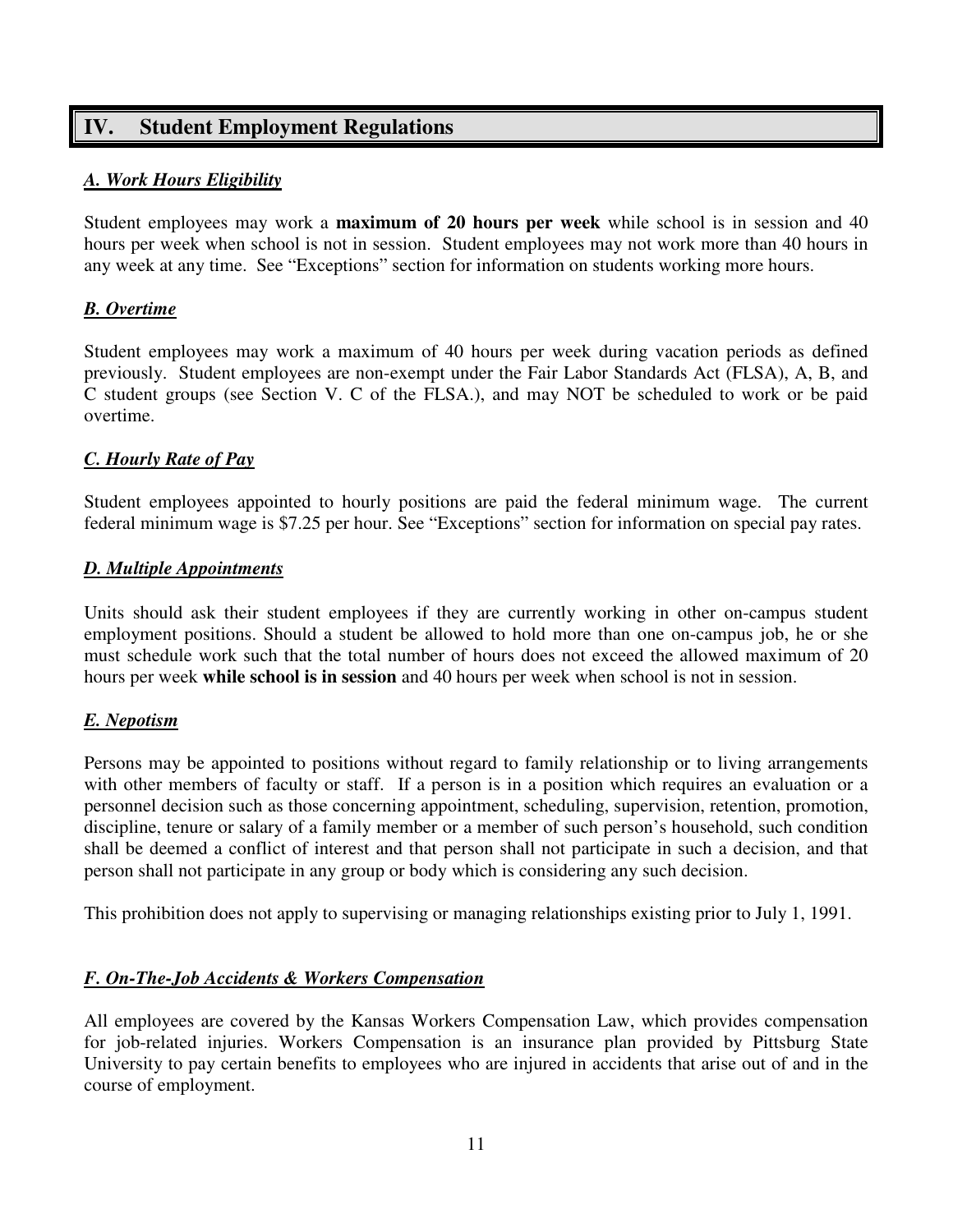## IV. Student Employment Regulations

### ***A. Work Hours Eligibility***

Student employees may work a **maximum of 20 hours per week** while school is in session and 40 hours per week when school is not in session. Student employees may not work more than 40 hours in any week at any time. See "Exceptions" section for information on students working more hours.

### ***B. Overtime***

Student employees may work a maximum of 40 hours per week during vacation periods as defined previously. Student employees are non-exempt under the Fair Labor Standards Act (FLSA), A, B, and C student groups (see Section V. C of the FLSA.), and may NOT be scheduled to work or be paid overtime.

### ***C. Hourly Rate of Pay***

Student employees appointed to hourly positions are paid the federal minimum wage. The current federal minimum wage is $7.25 per hour. See "Exceptions" section for information on special pay rates.

### ***D. Multiple Appointments***

Units should ask their student employees if they are currently working in other on-campus student employment positions. Should a student be allowed to hold more than one on-campus job, he or she must schedule work such that the total number of hours does not exceed the allowed maximum of 20 hours per week **while school is in session** and 40 hours per week when school is not in session.

### ***E. Nepotism***

Persons may be appointed to positions without regard to family relationship or to living arrangements with other members of faculty or staff. If a person is in a position which requires an evaluation or a personnel decision such as those concerning appointment, scheduling, supervision, retention, promotion, discipline, tenure or salary of a family member or a member of such person's household, such condition shall be deemed a conflict of interest and that person shall not participate in such a decision, and that person shall not participate in any group or body which is considering any such decision.

This prohibition does not apply to supervising or managing relationships existing prior to July 1, 1991.

### ***F. On-The-Job Accidents & Workers Compensation***

All employees are covered by the Kansas Workers Compensation Law, which provides compensation for job-related injuries. Workers Compensation is an insurance plan provided by Pittsburg State University to pay certain benefits to employees who are injured in accidents that arise out of and in the course of employment.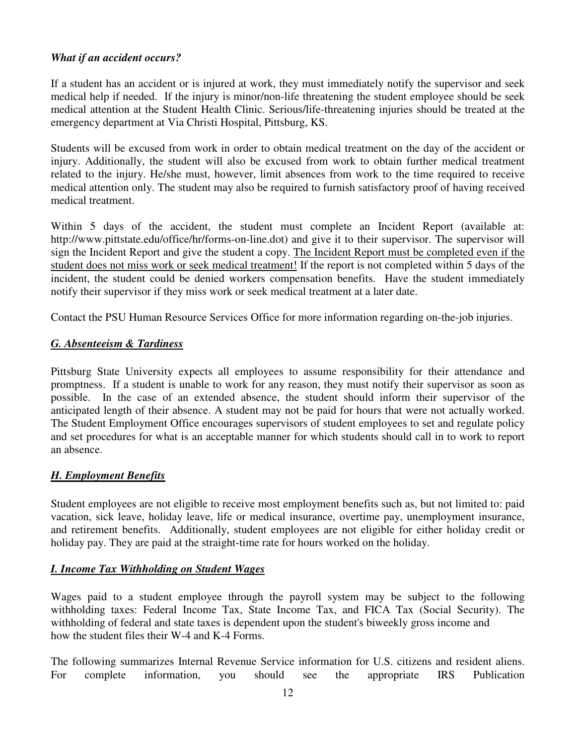***What if an accident occurs?***

If a student has an accident or is injured at work, they must immediately notify the supervisor and seek medical help if needed. If the injury is minor/non-life threatening the student employee should be seek medical attention at the Student Health Clinic. Serious/life-threatening injuries should be treated at the emergency department at Via Christi Hospital, Pittsburg, KS.

Students will be excused from work in order to obtain medical treatment on the day of the accident or injury. Additionally, the student will also be excused from work to obtain further medical treatment related to the injury. He/she must, however, limit absences from work to the time required to receive medical attention only. The student may also be required to furnish satisfactory proof of having received medical treatment.

Within 5 days of the accident, the student must complete an Incident Report (available at: http://www.pittstate.edu/office/hr/forms-on-line.dot) and give it to their supervisor. The supervisor will sign the Incident Report and give the student a copy. <u>The Incident Report must be completed even if the student does not miss work or seek medical treatment!</u> If the report is not completed within 5 days of the incident, the student could be denied workers compensation benefits. Have the student immediately notify their supervisor if they miss work or seek medical treatment at a later date.

Contact the PSU Human Resource Services Office for more information regarding on-the-job injuries.

## ***<u>G. Absenteeism & Tardiness</u>***

Pittsburg State University expects all employees to assume responsibility for their attendance and promptness. If a student is unable to work for any reason, they must notify their supervisor as soon as possible. In the case of an extended absence, the student should inform their supervisor of the anticipated length of their absence. A student may not be paid for hours that were not actually worked. The Student Employment Office encourages supervisors of student employees to set and regulate policy and set procedures for what is an acceptable manner for which students should call in to work to report an absence.

## ***<u>H. Employment Benefits</u>***

Student employees are not eligible to receive most employment benefits such as, but not limited to: paid vacation, sick leave, holiday leave, life or medical insurance, overtime pay, unemployment insurance, and retirement benefits. Additionally, student employees are not eligible for either holiday credit or holiday pay. They are paid at the straight-time rate for hours worked on the holiday.

## ***<u>I. Income Tax Withholding on Student Wages</u>***

Wages paid to a student employee through the payroll system may be subject to the following withholding taxes: Federal Income Tax, State Income Tax, and FICA Tax (Social Security). The withholding of federal and state taxes is dependent upon the student's biweekly gross income and how the student files their W-4 and K-4 Forms.

The following summarizes Internal Revenue Service information for U.S. citizens and resident aliens. For complete information, you should see the appropriate IRS Publication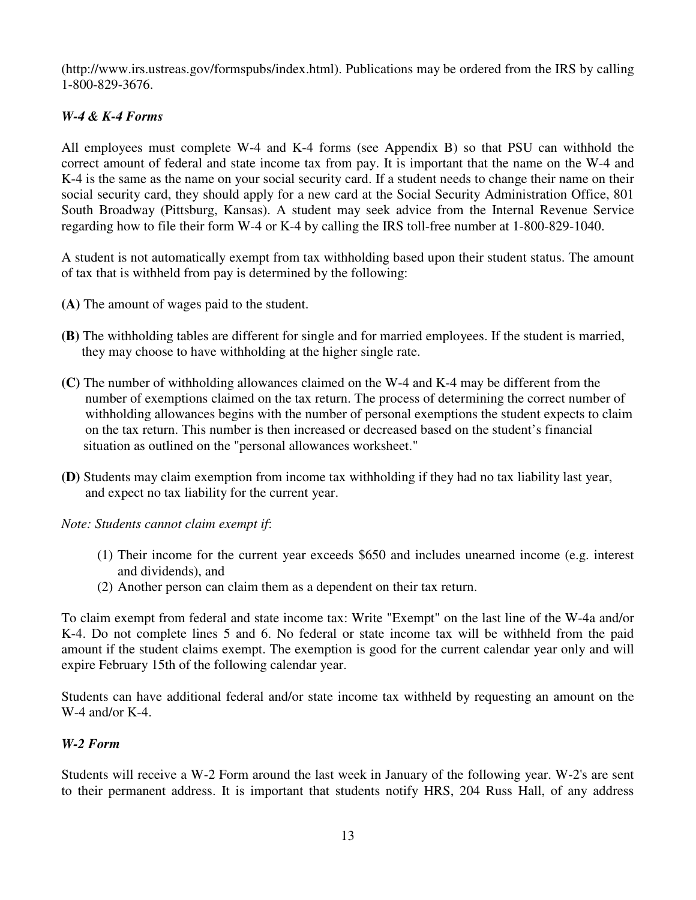(http://www.irs.ustreas.gov/formspubs/index.html). Publications may be ordered from the IRS by calling 1-800-829-3676.

### *W-4 & K-4 Forms*

All employees must complete W-4 and K-4 forms (see Appendix B) so that PSU can withhold the correct amount of federal and state income tax from pay. It is important that the name on the W-4 and K-4 is the same as the name on your social security card. If a student needs to change their name on their social security card, they should apply for a new card at the Social Security Administration Office, 801 South Broadway (Pittsburg, Kansas). A student may seek advice from the Internal Revenue Service regarding how to file their form W-4 or K-4 by calling the IRS toll-free number at 1-800-829-1040.

A student is not automatically exempt from tax withholding based upon their student status. The amount of tax that is withheld from pay is determined by the following:

**(A)** The amount of wages paid to the student.

**(B)** The withholding tables are different for single and for married employees. If the student is married, they may choose to have withholding at the higher single rate.

**(C)** The number of withholding allowances claimed on the W-4 and K-4 may be different from the number of exemptions claimed on the tax return. The process of determining the correct number of withholding allowances begins with the number of personal exemptions the student expects to claim on the tax return. This number is then increased or decreased based on the student's financial situation as outlined on the "personal allowances worksheet."

**(D)** Students may claim exemption from income tax withholding if they had no tax liability last year, and expect no tax liability for the current year.

*Note: Students cannot claim exempt if*:

1. Their income for the current year exceeds $650 and includes unearned income (e.g. interest and dividends), and
2. Another person can claim them as a dependent on their tax return.

To claim exempt from federal and state income tax: Write "Exempt" on the last line of the W-4a and/or K-4. Do not complete lines 5 and 6. No federal or state income tax will be withheld from the paid amount if the student claims exempt. The exemption is good for the current calendar year only and will expire February 15th of the following calendar year.

Students can have additional federal and/or state income tax withheld by requesting an amount on the W-4 and/or K-4.

### *W-2 Form*

Students will receive a W-2 Form around the last week in January of the following year. W-2's are sent to their permanent address. It is important that students notify HRS, 204 Russ Hall, of any address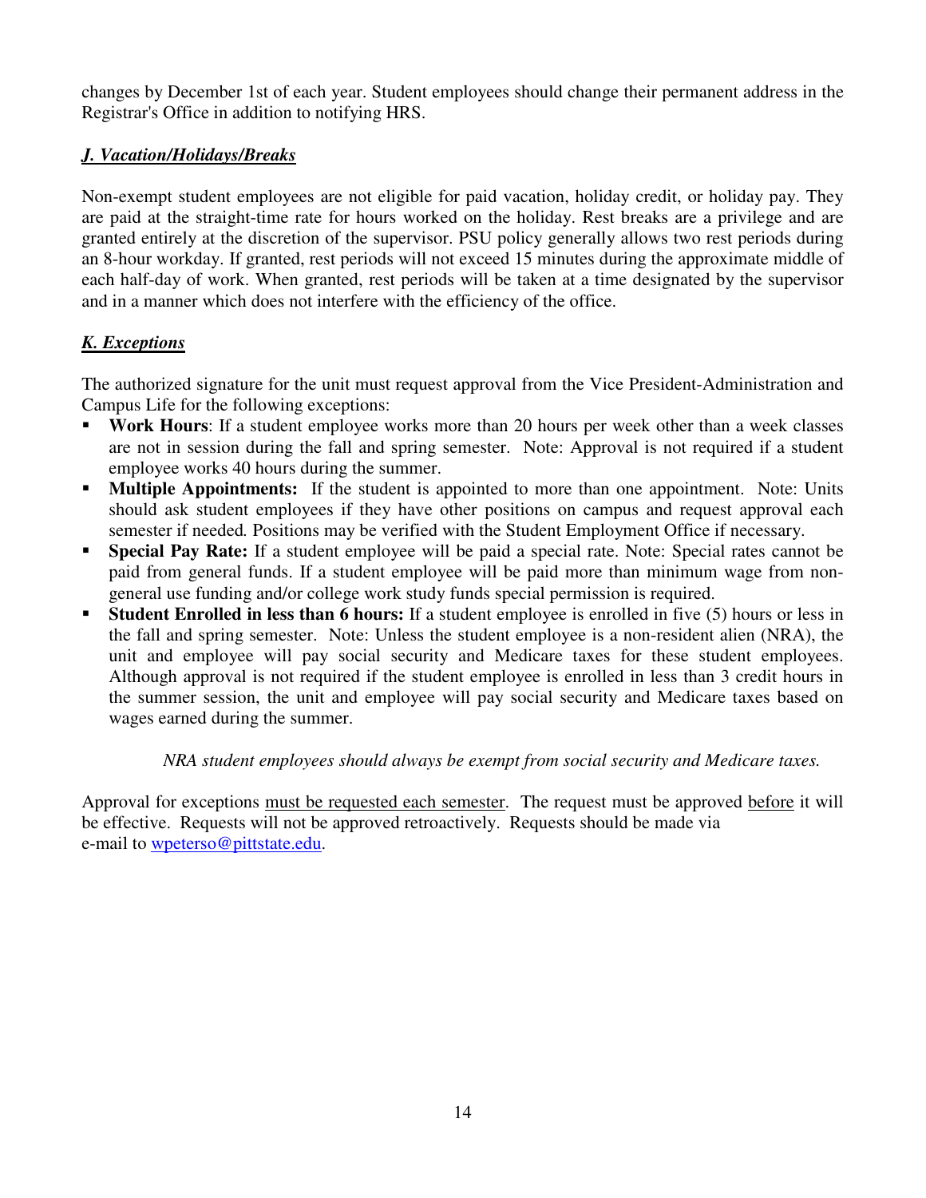changes by December 1st of each year. Student employees should change their permanent address in the Registrar's Office in addition to notifying HRS.

### ***J. Vacation/Holidays/Breaks***

Non-exempt student employees are not eligible for paid vacation, holiday credit, or holiday pay. They are paid at the straight-time rate for hours worked on the holiday. Rest breaks are a privilege and are granted entirely at the discretion of the supervisor. PSU policy generally allows two rest periods during an 8-hour workday. If granted, rest periods will not exceed 15 minutes during the approximate middle of each half-day of work. When granted, rest periods will be taken at a time designated by the supervisor and in a manner which does not interfere with the efficiency of the office.

### ***K. Exceptions***

The authorized signature for the unit must request approval from the Vice President-Administration and Campus Life for the following exceptions:

- **Work Hours**: If a student employee works more than 20 hours per week other than a week classes are not in session during the fall and spring semester. Note: Approval is not required if a student employee works 40 hours during the summer.
- **Multiple Appointments:** If the student is appointed to more than one appointment. Note: Units should ask student employees if they have other positions on campus and request approval each semester if needed. Positions may be verified with the Student Employment Office if necessary.
- **Special Pay Rate:** If a student employee will be paid a special rate. Note: Special rates cannot be paid from general funds. If a student employee will be paid more than minimum wage from non-general use funding and/or college work study funds special permission is required.
- **Student Enrolled in less than 6 hours:** If a student employee is enrolled in five (5) hours or less in the fall and spring semester. Note: Unless the student employee is a non-resident alien (NRA), the unit and employee will pay social security and Medicare taxes for these student employees. Although approval is not required if the student employee is enrolled in less than 3 credit hours in the summer session, the unit and employee will pay social security and Medicare taxes based on wages earned during the summer.

*NRA student employees should always be exempt from social security and Medicare taxes.*

Approval for exceptions must be requested each semester. The request must be approved before it will be effective. Requests will not be approved retroactively. Requests should be made via e-mail to wpeterso@pittstate.edu.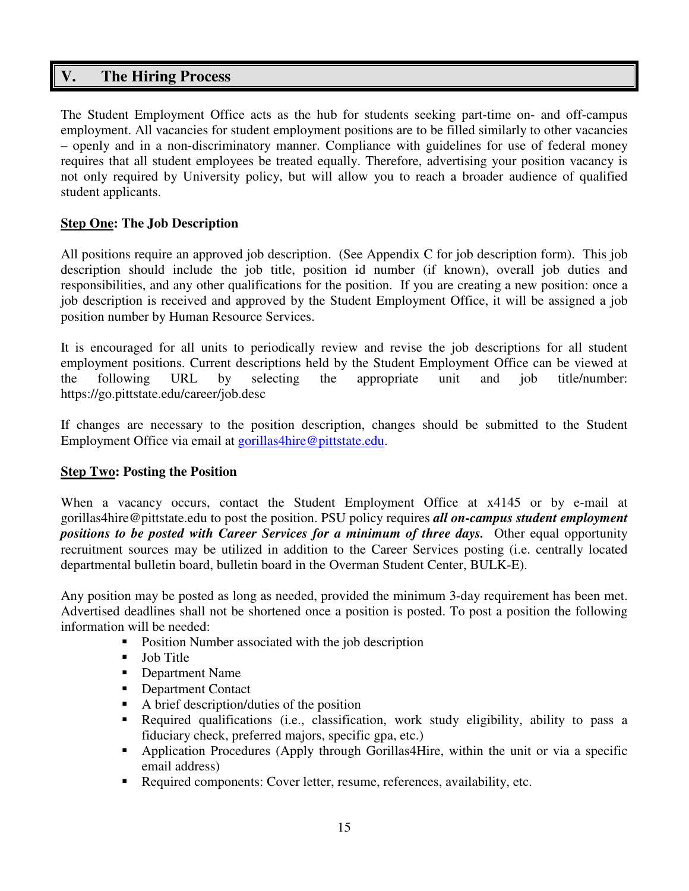## V. The Hiring Process

The Student Employment Office acts as the hub for students seeking part-time on- and off-campus employment. All vacancies for student employment positions are to be filled similarly to other vacancies – openly and in a non-discriminatory manner. Compliance with guidelines for use of federal money requires that all student employees be treated equally. Therefore, advertising your position vacancy is not only required by University policy, but will allow you to reach a broader audience of qualified student applicants.

**Step One: The Job Description**

All positions require an approved job description. (See Appendix C for job description form). This job description should include the job title, position id number (if known), overall job duties and responsibilities, and any other qualifications for the position. If you are creating a new position: once a job description is received and approved by the Student Employment Office, it will be assigned a job position number by Human Resource Services.

It is encouraged for all units to periodically review and revise the job descriptions for all student employment positions. Current descriptions held by the Student Employment Office can be viewed at the following URL by selecting the appropriate unit and job title/number: https://go.pittstate.edu/career/job.desc

If changes are necessary to the position description, changes should be submitted to the Student Employment Office via email at gorillas4hire@pittstate.edu.

**Step Two: Posting the Position**

When a vacancy occurs, contact the Student Employment Office at x4145 or by e-mail at gorillas4hire@pittstate.edu to post the position. PSU policy requires ***all on-campus student employment positions to be posted with Career Services for a minimum of three days.*** Other equal opportunity recruitment sources may be utilized in addition to the Career Services posting (i.e. centrally located departmental bulletin board, bulletin board in the Overman Student Center, BULK-E).

Any position may be posted as long as needed, provided the minimum 3-day requirement has been met. Advertised deadlines shall not be shortened once a position is posted. To post a position the following information will be needed:

- Position Number associated with the job description
- Job Title
- Department Name
- Department Contact
- A brief description/duties of the position
- Required qualifications (i.e., classification, work study eligibility, ability to pass a fiduciary check, preferred majors, specific gpa, etc.)
- Application Procedures (Apply through Gorillas4Hire, within the unit or via a specific email address)
- Required components: Cover letter, resume, references, availability, etc.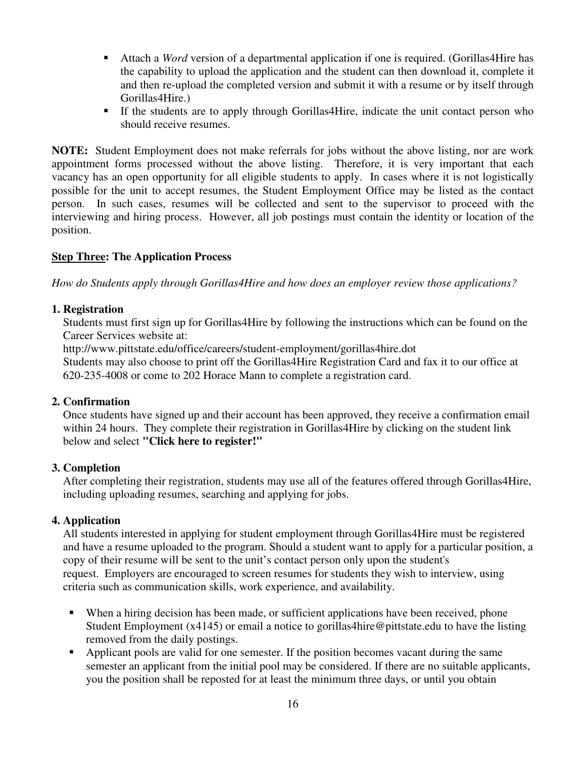- Attach a *Word* version of a departmental application if one is required. (Gorillas4Hire has the capability to upload the application and the student can then download it, complete it and then re-upload the completed version and submit it with a resume or by itself through Gorillas4Hire.)
- If the students are to apply through Gorillas4Hire, indicate the unit contact person who should receive resumes.

**NOTE:** Student Employment does not make referrals for jobs without the above listing, nor are work appointment forms processed without the above listing. Therefore, it is very important that each vacancy has an open opportunity for all eligible students to apply. In cases where it is not logistically possible for the unit to accept resumes, the Student Employment Office may be listed as the contact person. In such cases, resumes will be collected and sent to the supervisor to proceed with the interviewing and hiring process. However, all job postings must contain the identity or location of the position.

**<u>Step Three</u>: The Application Process**

*How do Students apply through Gorillas4Hire and how does an employer review those applications?*

**1. Registration**

Students must first sign up for Gorillas4Hire by following the instructions which can be found on the Career Services website at:
http://www.pittstate.edu/office/careers/student-employment/gorillas4hire.dot
Students may also choose to print off the Gorillas4Hire Registration Card and fax it to our office at 620-235-4008 or come to 202 Horace Mann to complete a registration card.

**2. Confirmation**

Once students have signed up and their account has been approved, they receive a confirmation email within 24 hours. They complete their registration in Gorillas4Hire by clicking on the student link below and select **"Click here to register!"**

**3. Completion**

After completing their registration, students may use all of the features offered through Gorillas4Hire, including uploading resumes, searching and applying for jobs.

**4. Application**

All students interested in applying for student employment through Gorillas4Hire must be registered and have a resume uploaded to the program. Should a student want to apply for a particular position, a copy of their resume will be sent to the unit's contact person only upon the student's request. Employers are encouraged to screen resumes for students they wish to interview, using criteria such as communication skills, work experience, and availability.

- When a hiring decision has been made, or sufficient applications have been received, phone Student Employment (x4145) or email a notice to gorillas4hire@pittstate.edu to have the listing removed from the daily postings.
- Applicant pools are valid for one semester. If the position becomes vacant during the same semester an applicant from the initial pool may be considered. If there are no suitable applicants, you the position shall be reposted for at least the minimum three days, or until you obtain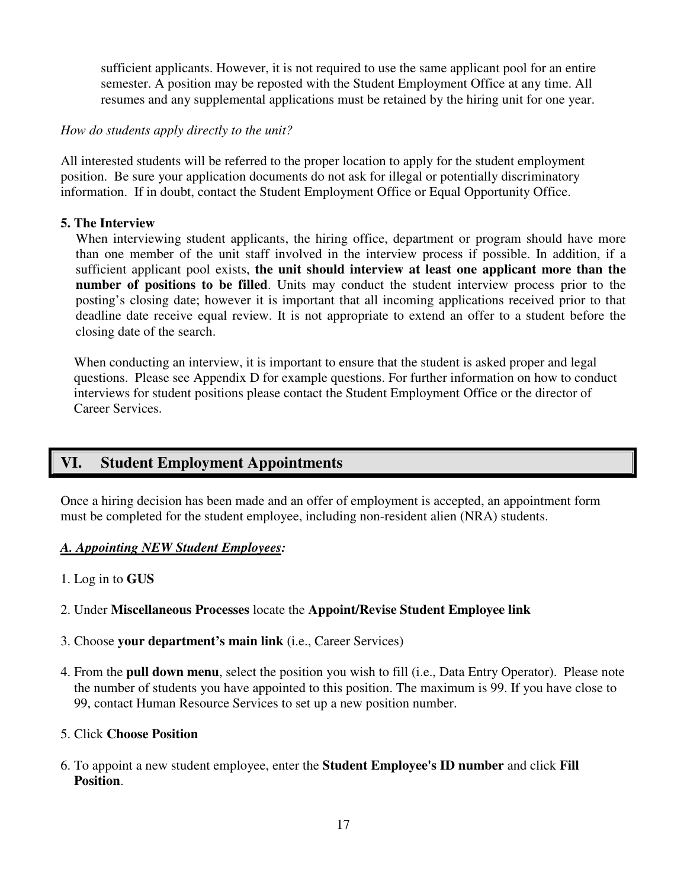sufficient applicants. However, it is not required to use the same applicant pool for an entire semester. A position may be reposted with the Student Employment Office at any time. All resumes and any supplemental applications must be retained by the hiring unit for one year.

*How do students apply directly to the unit?*

All interested students will be referred to the proper location to apply for the student employment position. Be sure your application documents do not ask for illegal or potentially discriminatory information. If in doubt, contact the Student Employment Office or Equal Opportunity Office.

**5. The Interview**

When interviewing student applicants, the hiring office, department or program should have more than one member of the unit staff involved in the interview process if possible. In addition, if a sufficient applicant pool exists, **the unit should interview at least one applicant more than the number of positions to be filled**. Units may conduct the student interview process prior to the posting's closing date; however it is important that all incoming applications received prior to that deadline date receive equal review. It is not appropriate to extend an offer to a student before the closing date of the search.

When conducting an interview, it is important to ensure that the student is asked proper and legal questions. Please see Appendix D for example questions. For further information on how to conduct interviews for student positions please contact the Student Employment Office or the director of Career Services.

## VI. Student Employment Appointments

Once a hiring decision has been made and an offer of employment is accepted, an appointment form must be completed for the student employee, including non-resident alien (NRA) students.

***A. Appointing NEW Student Employees:***

1. Log in to **GUS**
2. Under **Miscellaneous Processes** locate the **Appoint/Revise Student Employee link**
3. Choose **your department's main link** (i.e., Career Services)
4. From the **pull down menu**, select the position you wish to fill (i.e., Data Entry Operator). Please note the number of students you have appointed to this position. The maximum is 99. If you have close to 99, contact Human Resource Services to set up a new position number.
5. Click **Choose Position**
6. To appoint a new student employee, enter the **Student Employee's ID number** and click **Fill Position**.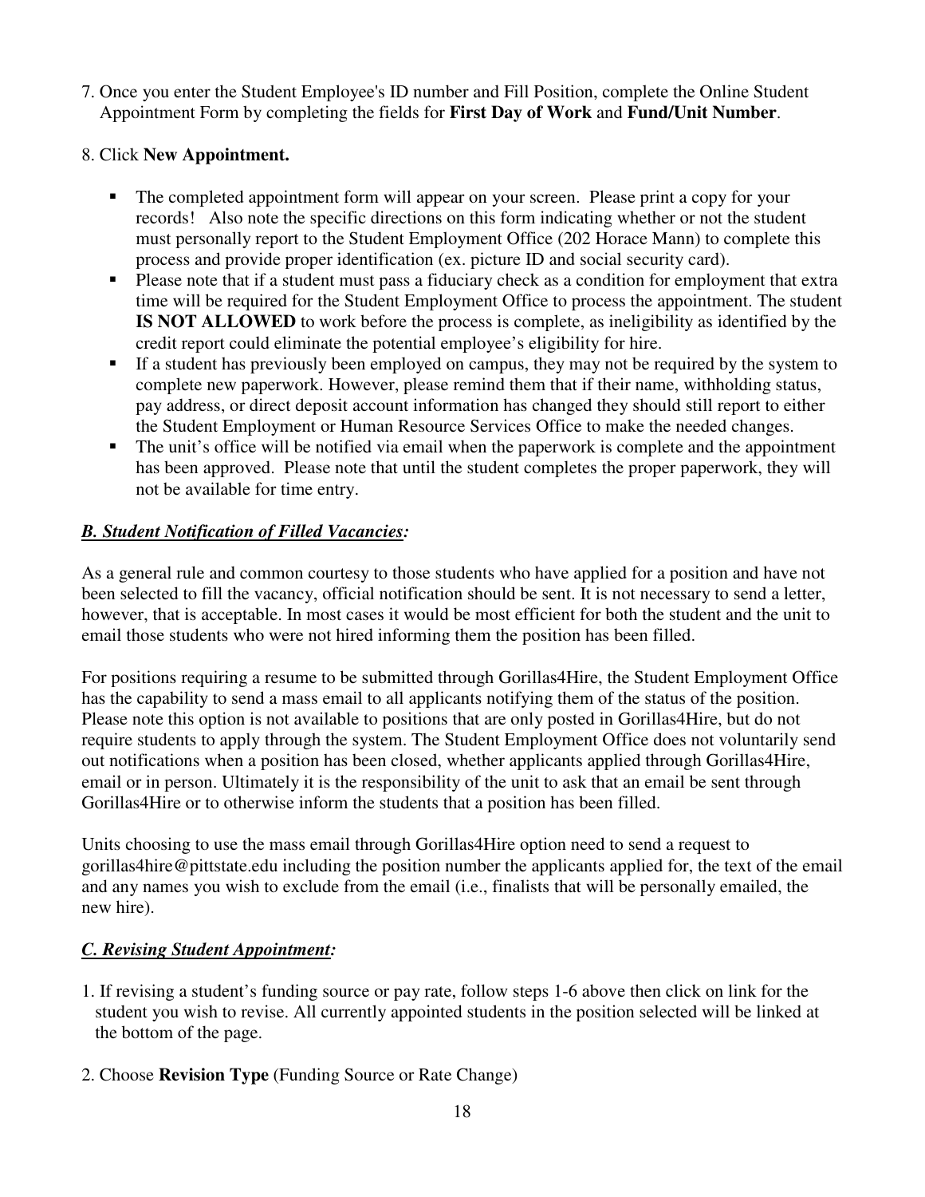7. Once you enter the Student Employee's ID number and Fill Position, complete the Online Student Appointment Form by completing the fields for **First Day of Work** and **Fund/Unit Number**.

8. Click **New Appointment.**

   - The completed appointment form will appear on your screen. Please print a copy for your records! Also note the specific directions on this form indicating whether or not the student must personally report to the Student Employment Office (202 Horace Mann) to complete this process and provide proper identification (ex. picture ID and social security card).
   - Please note that if a student must pass a fiduciary check as a condition for employment that extra time will be required for the Student Employment Office to process the appointment. The student **IS NOT ALLOWED** to work before the process is complete, as ineligibility as identified by the credit report could eliminate the potential employee's eligibility for hire.
   - If a student has previously been employed on campus, they may not be required by the system to complete new paperwork. However, please remind them that if their name, withholding status, pay address, or direct deposit account information has changed they should still report to either the Student Employment or Human Resource Services Office to make the needed changes.
   - The unit's office will be notified via email when the paperwork is complete and the appointment has been approved. Please note that until the student completes the proper paperwork, they will not be available for time entry.

### ***B. Student Notification of Filled Vacancies:***

As a general rule and common courtesy to those students who have applied for a position and have not been selected to fill the vacancy, official notification should be sent. It is not necessary to send a letter, however, that is acceptable. In most cases it would be most efficient for both the student and the unit to email those students who were not hired informing them the position has been filled.

For positions requiring a resume to be submitted through Gorillas4Hire, the Student Employment Office has the capability to send a mass email to all applicants notifying them of the status of the position. Please note this option is not available to positions that are only posted in Gorillas4Hire, but do not require students to apply through the system. The Student Employment Office does not voluntarily send out notifications when a position has been closed, whether applicants applied through Gorillas4Hire, email or in person. Ultimately it is the responsibility of the unit to ask that an email be sent through Gorillas4Hire or to otherwise inform the students that a position has been filled.

Units choosing to use the mass email through Gorillas4Hire option need to send a request to gorillas4hire@pittstate.edu including the position number the applicants applied for, the text of the email and any names you wish to exclude from the email (i.e., finalists that will be personally emailed, the new hire).

### ***C. Revising Student Appointment:***

1. If revising a student's funding source or pay rate, follow steps 1-6 above then click on link for the student you wish to revise. All currently appointed students in the position selected will be linked at the bottom of the page.

2. Choose **Revision Type** (Funding Source or Rate Change)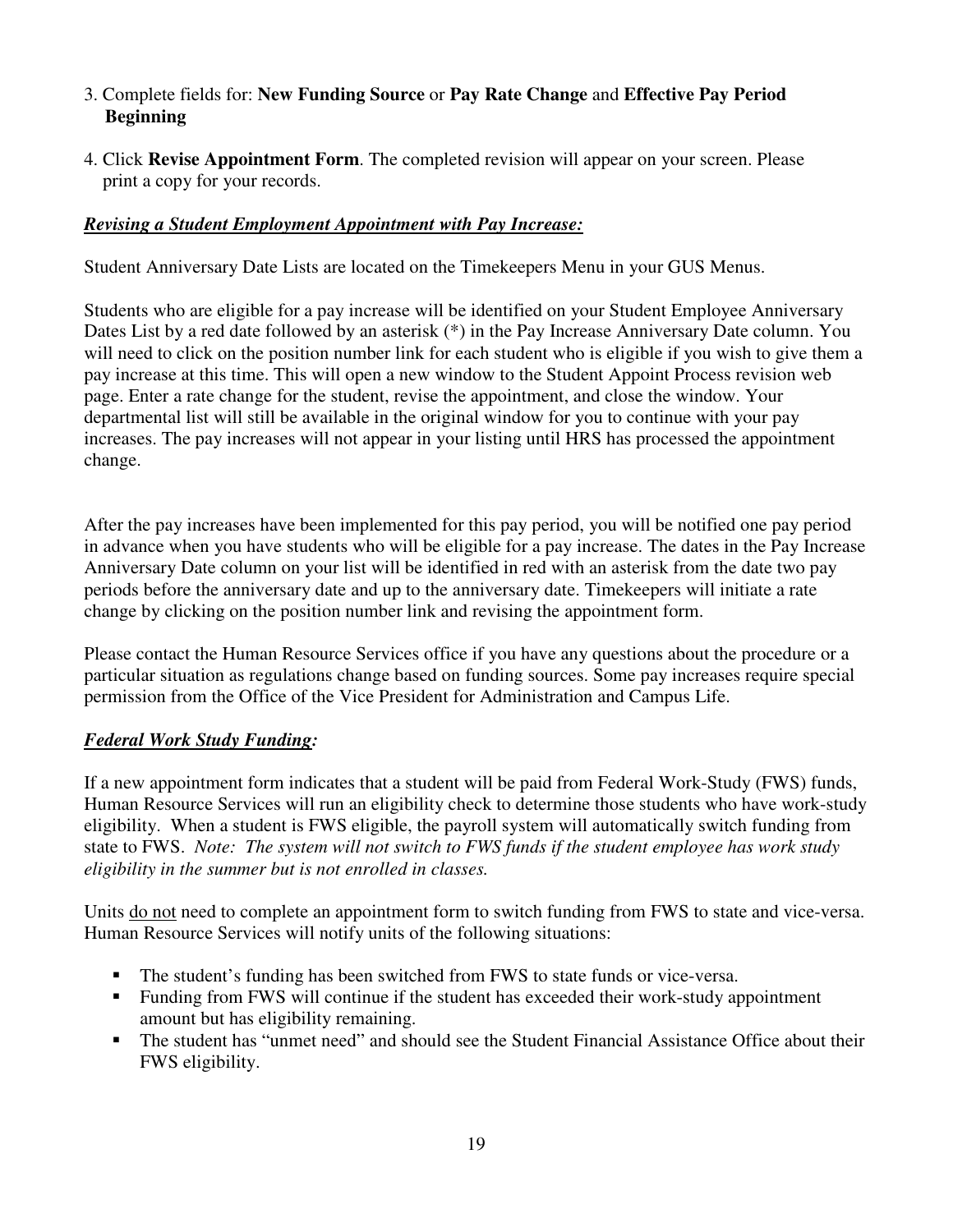3. Complete fields for: **New Funding Source** or **Pay Rate Change** and **Effective Pay Period Beginning**

4. Click **Revise Appointment Form**. The completed revision will appear on your screen. Please print a copy for your records.

***<u>Revising a Student Employment Appointment with Pay Increase:</u>***

Student Anniversary Date Lists are located on the Timekeepers Menu in your GUS Menus.

Students who are eligible for a pay increase will be identified on your Student Employee Anniversary Dates List by a red date followed by an asterisk (*) in the Pay Increase Anniversary Date column. You will need to click on the position number link for each student who is eligible if you wish to give them a pay increase at this time. This will open a new window to the Student Appoint Process revision web page. Enter a rate change for the student, revise the appointment, and close the window. Your departmental list will still be available in the original window for you to continue with your pay increases. The pay increases will not appear in your listing until HRS has processed the appointment change.

After the pay increases have been implemented for this pay period, you will be notified one pay period in advance when you have students who will be eligible for a pay increase. The dates in the Pay Increase Anniversary Date column on your list will be identified in red with an asterisk from the date two pay periods before the anniversary date and up to the anniversary date. Timekeepers will initiate a rate change by clicking on the position number link and revising the appointment form.

Please contact the Human Resource Services office if you have any questions about the procedure or a particular situation as regulations change based on funding sources. Some pay increases require special permission from the Office of the Vice President for Administration and Campus Life.

***<u>Federal Work Study Funding:</u>***

If a new appointment form indicates that a student will be paid from Federal Work-Study (FWS) funds, Human Resource Services will run an eligibility check to determine those students who have work-study eligibility. When a student is FWS eligible, the payroll system will automatically switch funding from state to FWS. *Note: The system will not switch to FWS funds if the student employee has work study eligibility in the summer but is not enrolled in classes.*

Units <u>do not</u> need to complete an appointment form to switch funding from FWS to state and vice-versa. Human Resource Services will notify units of the following situations:

- The student's funding has been switched from FWS to state funds or vice-versa.
- Funding from FWS will continue if the student has exceeded their work-study appointment amount but has eligibility remaining.
- The student has "unmet need" and should see the Student Financial Assistance Office about their FWS eligibility.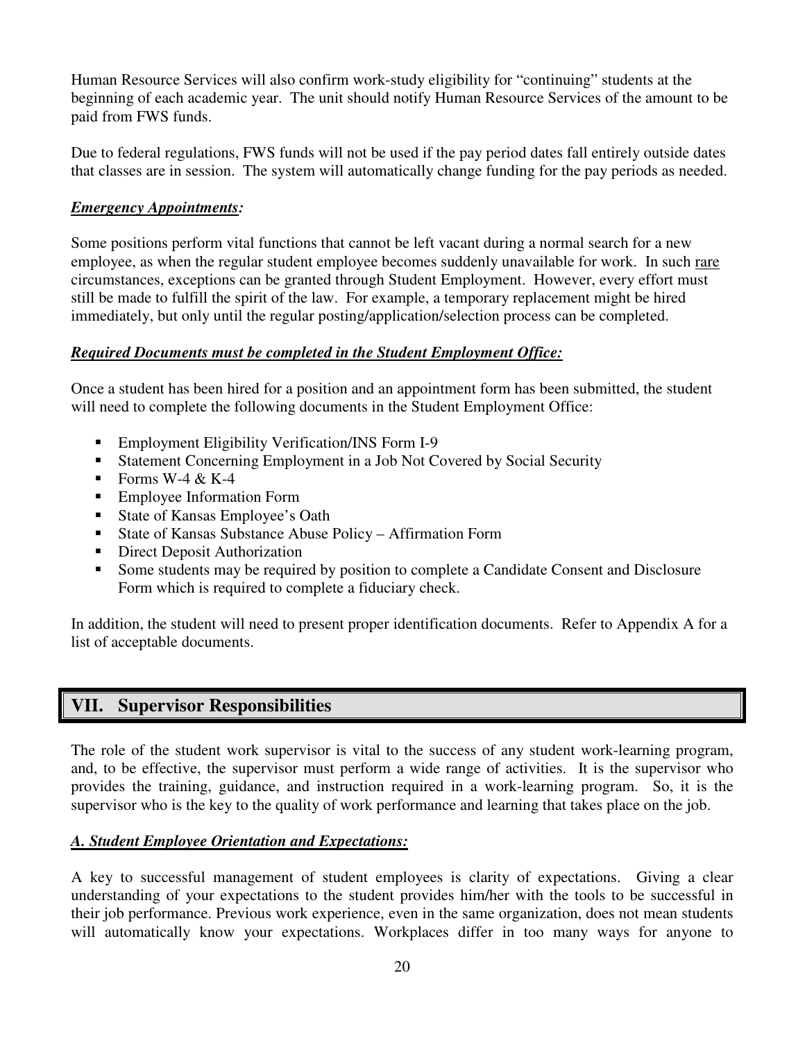Human Resource Services will also confirm work-study eligibility for "continuing" students at the beginning of each academic year. The unit should notify Human Resource Services of the amount to be paid from FWS funds.

Due to federal regulations, FWS funds will not be used if the pay period dates fall entirely outside dates that classes are in session. The system will automatically change funding for the pay periods as needed.

***Emergency Appointments:***

Some positions perform vital functions that cannot be left vacant during a normal search for a new employee, as when the regular student employee becomes suddenly unavailable for work. In such rare circumstances, exceptions can be granted through Student Employment. However, every effort must still be made to fulfill the spirit of the law. For example, a temporary replacement might be hired immediately, but only until the regular posting/application/selection process can be completed.

***Required Documents must be completed in the Student Employment Office:***

Once a student has been hired for a position and an appointment form has been submitted, the student will need to complete the following documents in the Student Employment Office:

- Employment Eligibility Verification/INS Form I-9
- Statement Concerning Employment in a Job Not Covered by Social Security
- Forms W-4 & K-4
- Employee Information Form
- State of Kansas Employee's Oath
- State of Kansas Substance Abuse Policy – Affirmation Form
- Direct Deposit Authorization
- Some students may be required by position to complete a Candidate Consent and Disclosure Form which is required to complete a fiduciary check.

In addition, the student will need to present proper identification documents. Refer to Appendix A for a list of acceptable documents.

## VII. Supervisor Responsibilities

The role of the student work supervisor is vital to the success of any student work-learning program, and, to be effective, the supervisor must perform a wide range of activities. It is the supervisor who provides the training, guidance, and instruction required in a work-learning program. So, it is the supervisor who is the key to the quality of work performance and learning that takes place on the job.

***A. Student Employee Orientation and Expectations:***

A key to successful management of student employees is clarity of expectations. Giving a clear understanding of your expectations to the student provides him/her with the tools to be successful in their job performance. Previous work experience, even in the same organization, does not mean students will automatically know your expectations. Workplaces differ in too many ways for anyone to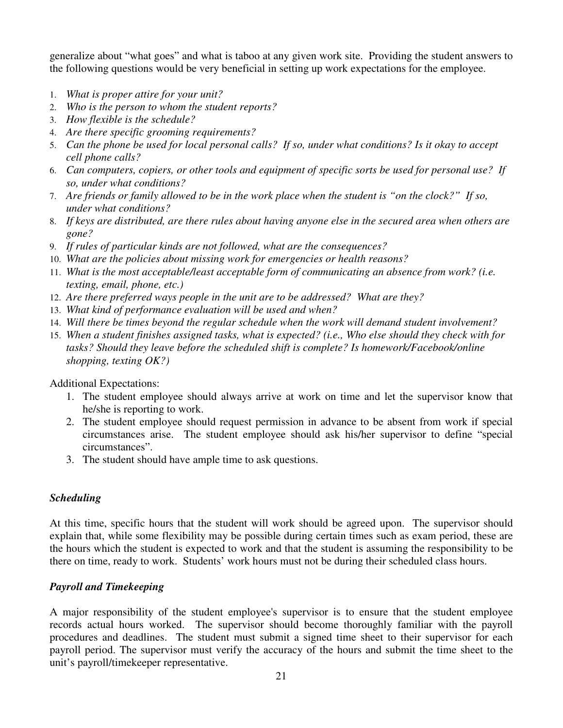generalize about "what goes" and what is taboo at any given work site. Providing the student answers to the following questions would be very beneficial in setting up work expectations for the employee.

1. *What is proper attire for your unit?*
2. *Who is the person to whom the student reports?*
3. *How flexible is the schedule?*
4. *Are there specific grooming requirements?*
5. *Can the phone be used for local personal calls? If so, under what conditions? Is it okay to accept cell phone calls?*
6. *Can computers, copiers, or other tools and equipment of specific sorts be used for personal use? If so, under what conditions?*
7. *Are friends or family allowed to be in the work place when the student is "on the clock?" If so, under what conditions?*
8. *If keys are distributed, are there rules about having anyone else in the secured area when others are gone?*
9. *If rules of particular kinds are not followed, what are the consequences?*
10. *What are the policies about missing work for emergencies or health reasons?*
11. *What is the most acceptable/least acceptable form of communicating an absence from work? (i.e. texting, email, phone, etc.)*
12. *Are there preferred ways people in the unit are to be addressed? What are they?*
13. *What kind of performance evaluation will be used and when?*
14. *Will there be times beyond the regular schedule when the work will demand student involvement?*
15. *When a student finishes assigned tasks, what is expected? (i.e., Who else should they check with for tasks? Should they leave before the scheduled shift is complete? Is homework/Facebook/online shopping, texting OK?)*

Additional Expectations:

1. The student employee should always arrive at work on time and let the supervisor know that he/she is reporting to work.
2. The student employee should request permission in advance to be absent from work if special circumstances arise. The student employee should ask his/her supervisor to define "special circumstances".
3. The student should have ample time to ask questions.

### *Scheduling*

At this time, specific hours that the student will work should be agreed upon. The supervisor should explain that, while some flexibility may be possible during certain times such as exam period, these are the hours which the student is expected to work and that the student is assuming the responsibility to be there on time, ready to work. Students' work hours must not be during their scheduled class hours.

### *Payroll and Timekeeping*

A major responsibility of the student employee's supervisor is to ensure that the student employee records actual hours worked. The supervisor should become thoroughly familiar with the payroll procedures and deadlines. The student must submit a signed time sheet to their supervisor for each payroll period. The supervisor must verify the accuracy of the hours and submit the time sheet to the unit's payroll/timekeeper representative.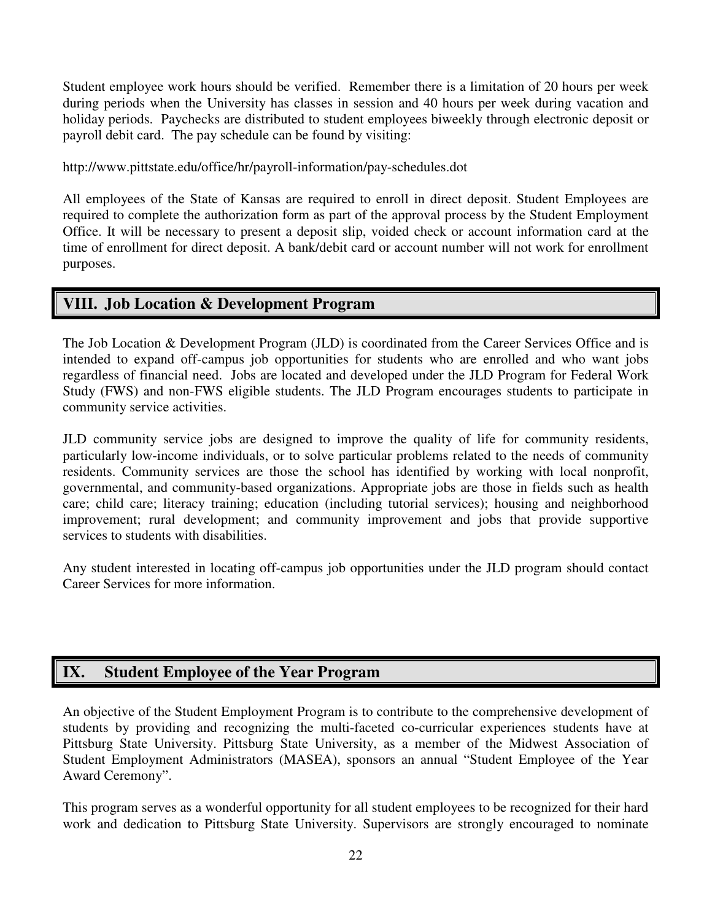Student employee work hours should be verified. Remember there is a limitation of 20 hours per week during periods when the University has classes in session and 40 hours per week during vacation and holiday periods. Paychecks are distributed to student employees biweekly through electronic deposit or payroll debit card. The pay schedule can be found by visiting:

http://www.pittstate.edu/office/hr/payroll-information/pay-schedules.dot

All employees of the State of Kansas are required to enroll in direct deposit. Student Employees are required to complete the authorization form as part of the approval process by the Student Employment Office. It will be necessary to present a deposit slip, voided check or account information card at the time of enrollment for direct deposit. A bank/debit card or account number will not work for enrollment purposes.

## VIII. Job Location & Development Program

The Job Location & Development Program (JLD) is coordinated from the Career Services Office and is intended to expand off-campus job opportunities for students who are enrolled and who want jobs regardless of financial need. Jobs are located and developed under the JLD Program for Federal Work Study (FWS) and non-FWS eligible students. The JLD Program encourages students to participate in community service activities.

JLD community service jobs are designed to improve the quality of life for community residents, particularly low-income individuals, or to solve particular problems related to the needs of community residents. Community services are those the school has identified by working with local nonprofit, governmental, and community-based organizations. Appropriate jobs are those in fields such as health care; child care; literacy training; education (including tutorial services); housing and neighborhood improvement; rural development; and community improvement and jobs that provide supportive services to students with disabilities.

Any student interested in locating off-campus job opportunities under the JLD program should contact Career Services for more information.

## IX. Student Employee of the Year Program

An objective of the Student Employment Program is to contribute to the comprehensive development of students by providing and recognizing the multi-faceted co-curricular experiences students have at Pittsburg State University. Pittsburg State University, as a member of the Midwest Association of Student Employment Administrators (MASEA), sponsors an annual "Student Employee of the Year Award Ceremony".

This program serves as a wonderful opportunity for all student employees to be recognized for their hard work and dedication to Pittsburg State University. Supervisors are strongly encouraged to nominate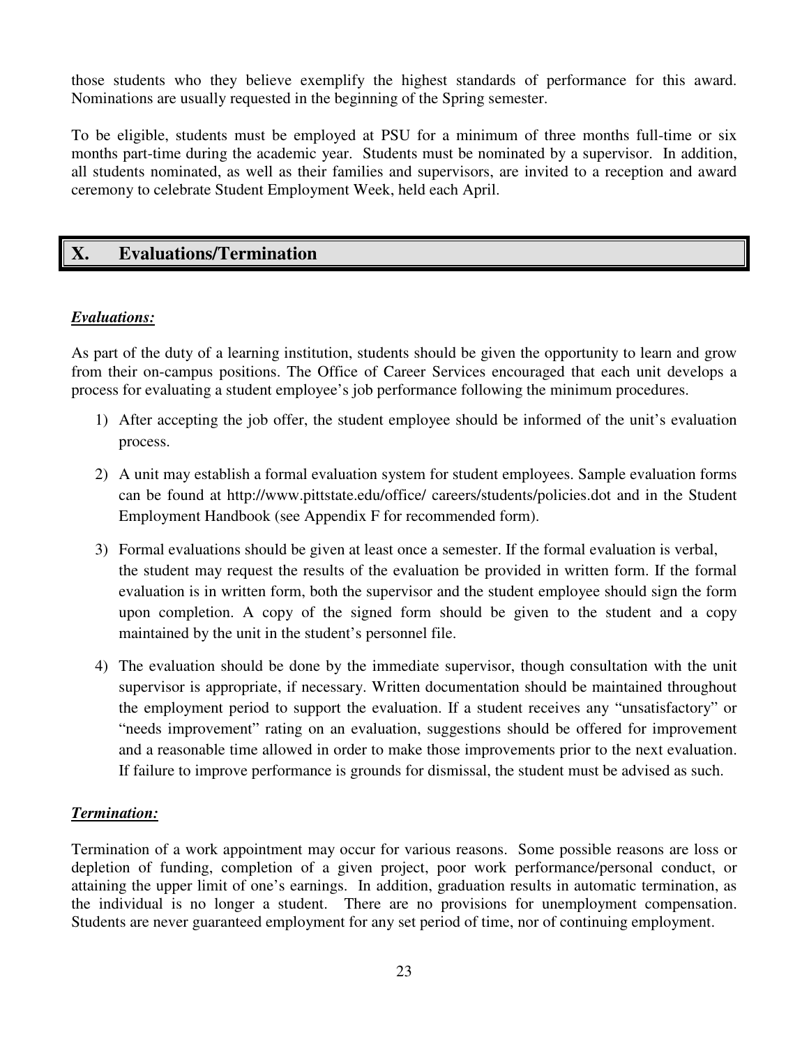those students who they believe exemplify the highest standards of performance for this award. Nominations are usually requested in the beginning of the Spring semester.

To be eligible, students must be employed at PSU for a minimum of three months full-time or six months part-time during the academic year. Students must be nominated by a supervisor. In addition, all students nominated, as well as their families and supervisors, are invited to a reception and award ceremony to celebrate Student Employment Week, held each April.

## X. Evaluations/Termination

***Evaluations:***

As part of the duty of a learning institution, students should be given the opportunity to learn and grow from their on-campus positions. The Office of Career Services encouraged that each unit develops a process for evaluating a student employee's job performance following the minimum procedures.

1) After accepting the job offer, the student employee should be informed of the unit's evaluation process.

2) A unit may establish a formal evaluation system for student employees. Sample evaluation forms can be found at http://www.pittstate.edu/office/ careers/students/policies.dot and in the Student Employment Handbook (see Appendix F for recommended form).

3) Formal evaluations should be given at least once a semester. If the formal evaluation is verbal, the student may request the results of the evaluation be provided in written form. If the formal evaluation is in written form, both the supervisor and the student employee should sign the form upon completion. A copy of the signed form should be given to the student and a copy maintained by the unit in the student's personnel file.

4) The evaluation should be done by the immediate supervisor, though consultation with the unit supervisor is appropriate, if necessary. Written documentation should be maintained throughout the employment period to support the evaluation. If a student receives any "unsatisfactory" or "needs improvement" rating on an evaluation, suggestions should be offered for improvement and a reasonable time allowed in order to make those improvements prior to the next evaluation. If failure to improve performance is grounds for dismissal, the student must be advised as such.

***Termination:***

Termination of a work appointment may occur for various reasons. Some possible reasons are loss or depletion of funding, completion of a given project, poor work performance/personal conduct, or attaining the upper limit of one's earnings. In addition, graduation results in automatic termination, as the individual is no longer a student. There are no provisions for unemployment compensation. Students are never guaranteed employment for any set period of time, nor of continuing employment.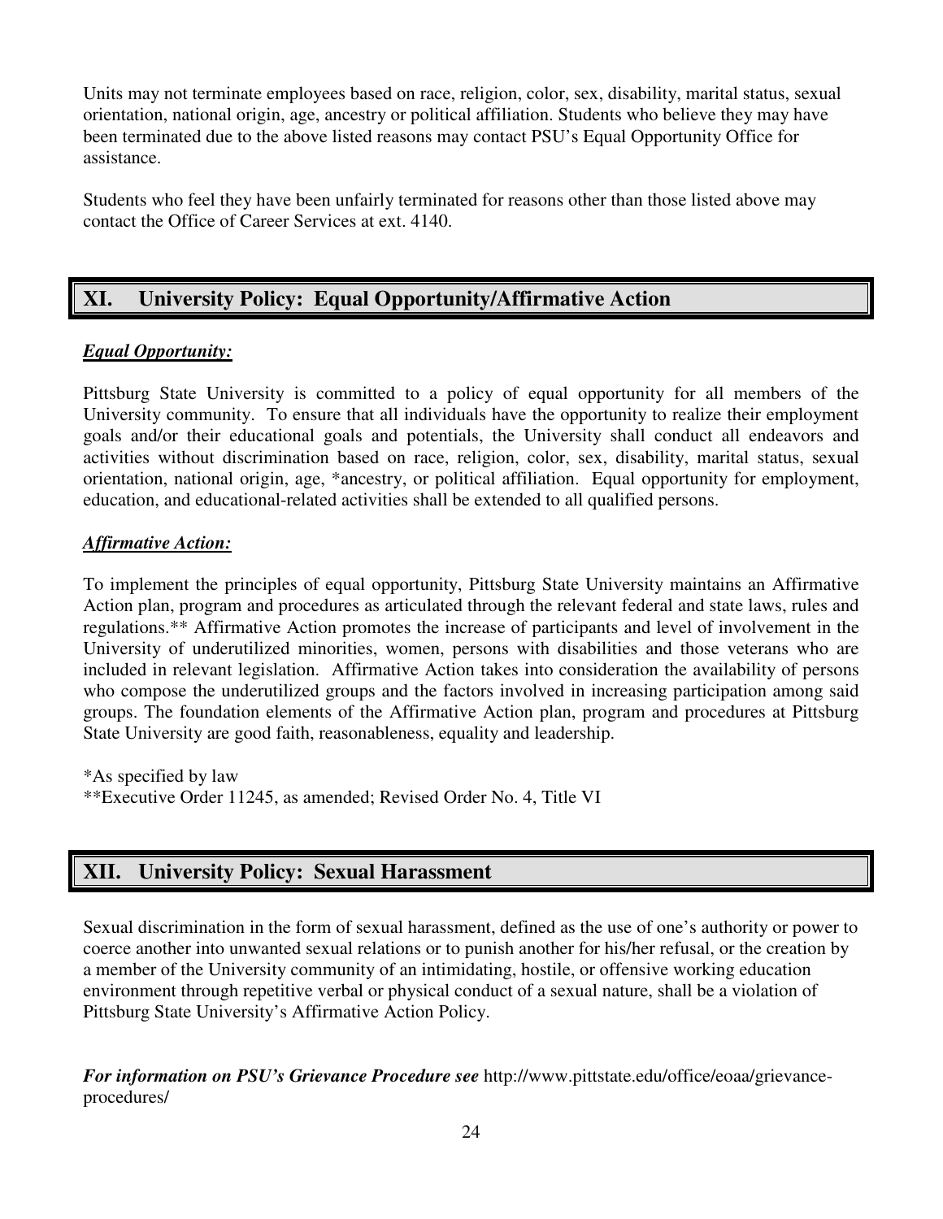Units may not terminate employees based on race, religion, color, sex, disability, marital status, sexual orientation, national origin, age, ancestry or political affiliation. Students who believe they may have been terminated due to the above listed reasons may contact PSU's Equal Opportunity Office for assistance.

Students who feel they have been unfairly terminated for reasons other than those listed above may contact the Office of Career Services at ext. 4140.

## XI. University Policy: Equal Opportunity/Affirmative Action

***Equal Opportunity:***

Pittsburg State University is committed to a policy of equal opportunity for all members of the University community. To ensure that all individuals have the opportunity to realize their employment goals and/or their educational goals and potentials, the University shall conduct all endeavors and activities without discrimination based on race, religion, color, sex, disability, marital status, sexual orientation, national origin, age, *ancestry, or political affiliation. Equal opportunity for employment, education, and educational-related activities shall be extended to all qualified persons.

***Affirmative Action:***

To implement the principles of equal opportunity, Pittsburg State University maintains an Affirmative Action plan, program and procedures as articulated through the relevant federal and state laws, rules and regulations.** Affirmative Action promotes the increase of participants and level of involvement in the University of underutilized minorities, women, persons with disabilities and those veterans who are included in relevant legislation. Affirmative Action takes into consideration the availability of persons who compose the underutilized groups and the factors involved in increasing participation among said groups. The foundation elements of the Affirmative Action plan, program and procedures at Pittsburg State University are good faith, reasonableness, equality and leadership.

*As specified by law
**Executive Order 11245, as amended; Revised Order No. 4, Title VI

## XII. University Policy: Sexual Harassment

Sexual discrimination in the form of sexual harassment, defined as the use of one's authority or power to coerce another into unwanted sexual relations or to punish another for his/her refusal, or the creation by a member of the University community of an intimidating, hostile, or offensive working education environment through repetitive verbal or physical conduct of a sexual nature, shall be a violation of Pittsburg State University's Affirmative Action Policy.

***For information on PSU's Grievance Procedure see*** http://www.pittstate.edu/office/eoaa/grievance-procedures/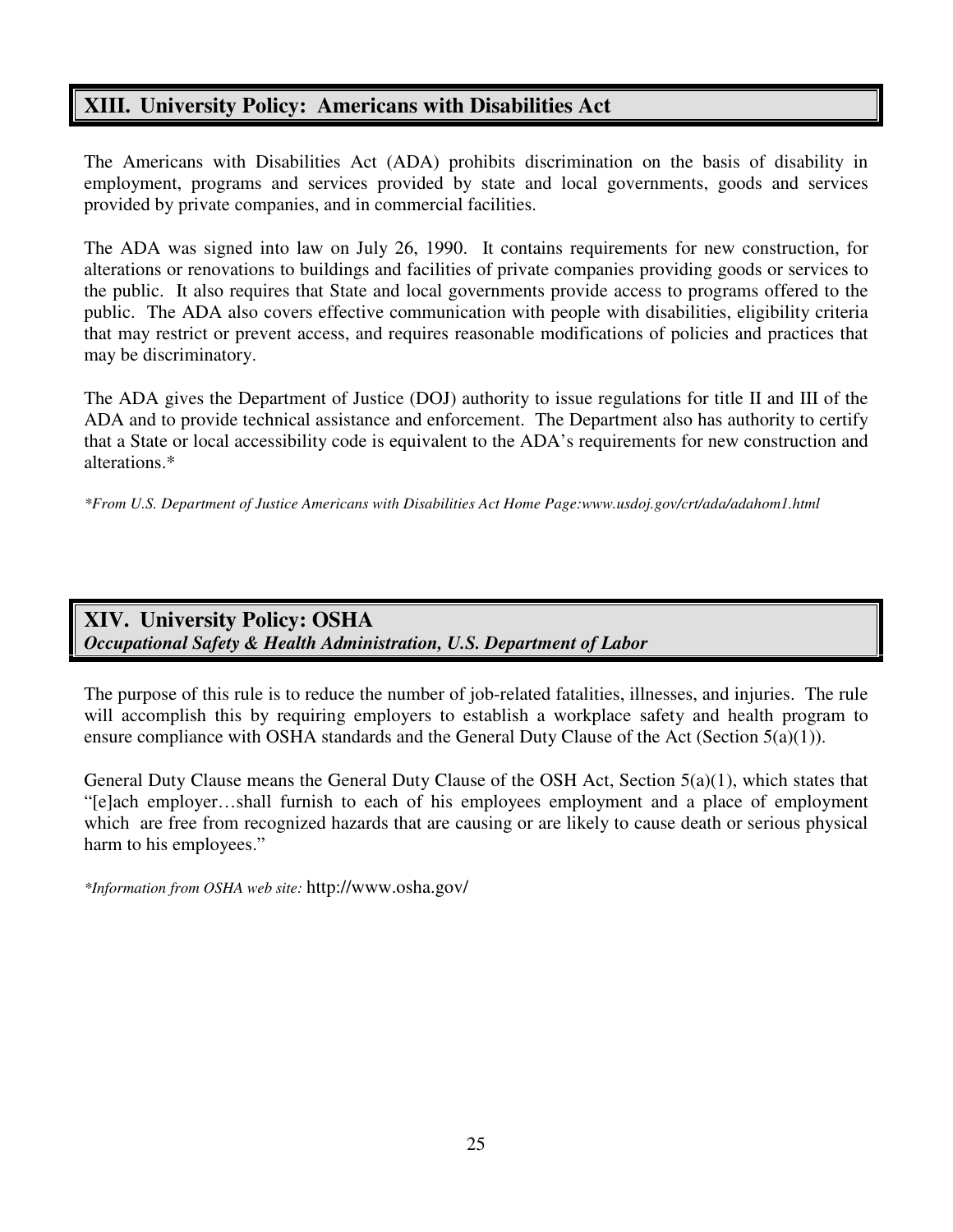## XIII. University Policy: Americans with Disabilities Act

The Americans with Disabilities Act (ADA) prohibits discrimination on the basis of disability in employment, programs and services provided by state and local governments, goods and services provided by private companies, and in commercial facilities.

The ADA was signed into law on July 26, 1990. It contains requirements for new construction, for alterations or renovations to buildings and facilities of private companies providing goods or services to the public. It also requires that State and local governments provide access to programs offered to the public. The ADA also covers effective communication with people with disabilities, eligibility criteria that may restrict or prevent access, and requires reasonable modifications of policies and practices that may be discriminatory.

The ADA gives the Department of Justice (DOJ) authority to issue regulations for title II and III of the ADA and to provide technical assistance and enforcement. The Department also has authority to certify that a State or local accessibility code is equivalent to the ADA's requirements for new construction and alterations.*

*\*From U.S. Department of Justice Americans with Disabilities Act Home Page:www.usdoj.gov/crt/ada/adahom1.html*

## XIV. University Policy: OSHA
***Occupational Safety & Health Administration, U.S. Department of Labor***

The purpose of this rule is to reduce the number of job-related fatalities, illnesses, and injuries. The rule will accomplish this by requiring employers to establish a workplace safety and health program to ensure compliance with OSHA standards and the General Duty Clause of the Act (Section 5(a)(1)).

General Duty Clause means the General Duty Clause of the OSH Act, Section 5(a)(1), which states that "[e]ach employer…shall furnish to each of his employees employment and a place of employment which are free from recognized hazards that are causing or are likely to cause death or serious physical harm to his employees."

*\*Information from OSHA web site:* http://www.osha.gov/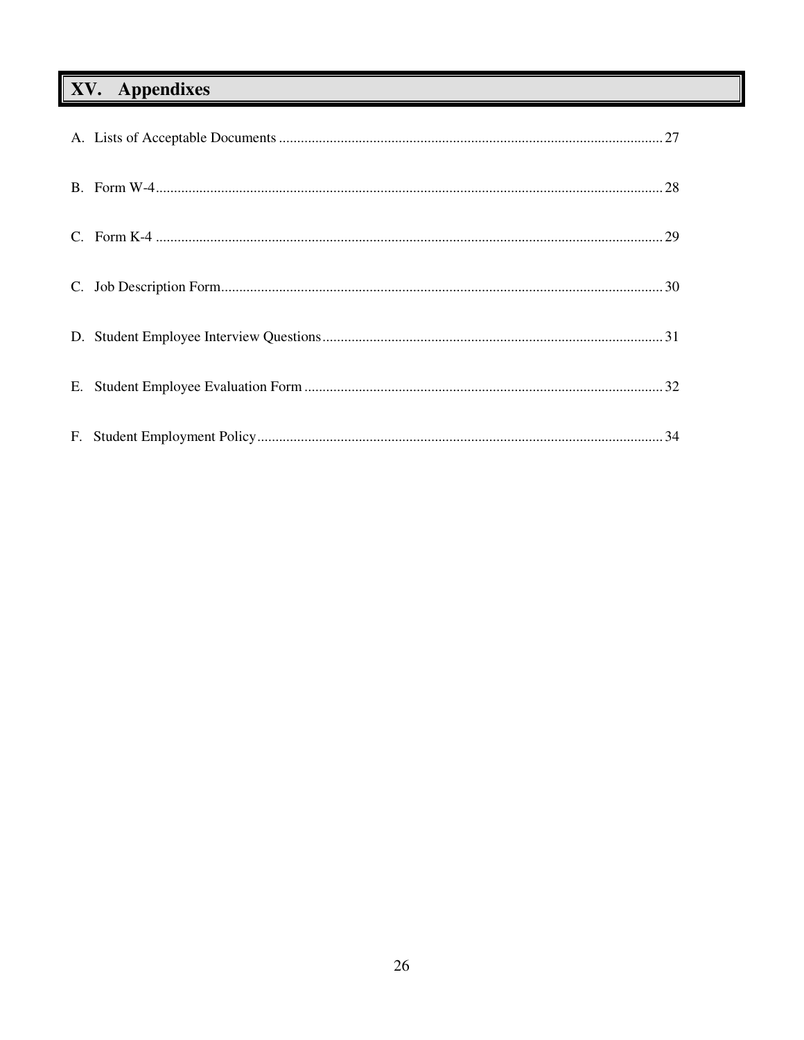# XV. Appendixes

A. Lists of Acceptable Documents ........................................................................................................... 27

B. Form W-4............................................................................................................................................. 28

C. Form K-4 ............................................................................................................................................. 29

C. Job Description Form........................................................................................................................... 30

D. Student Employee Interview Questions.............................................................................................. 31

E. Student Employee Evaluation Form .................................................................................................... 32

F. Student Employment Policy................................................................................................................. 34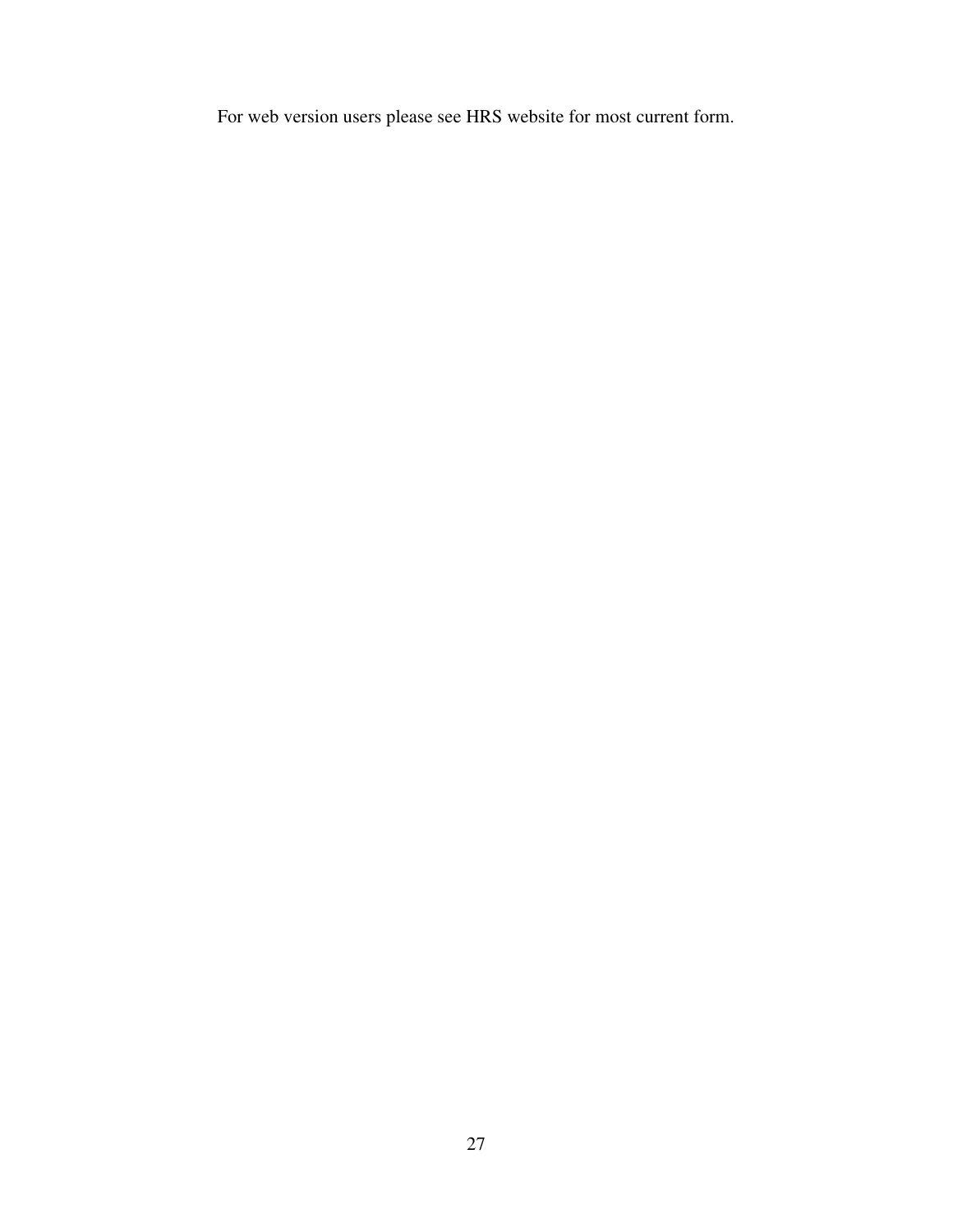For web version users please see HRS website for most current form.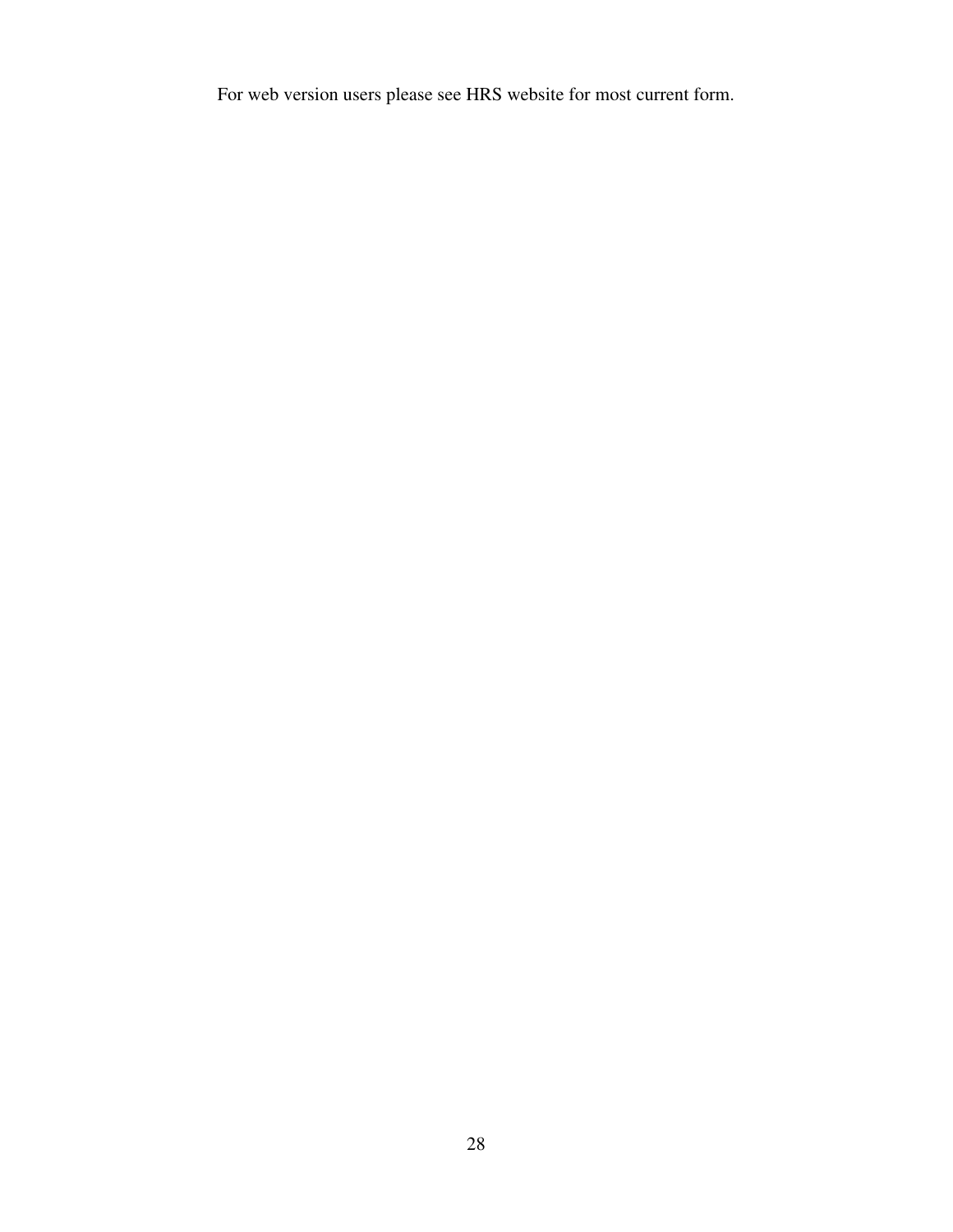For web version users please see HRS website for most current form.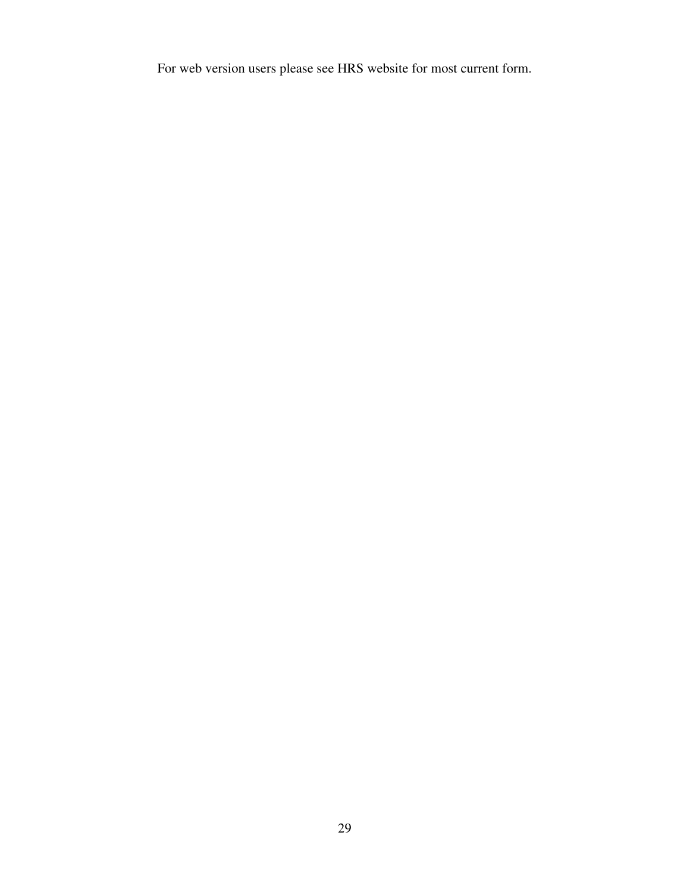For web version users please see HRS website for most current form.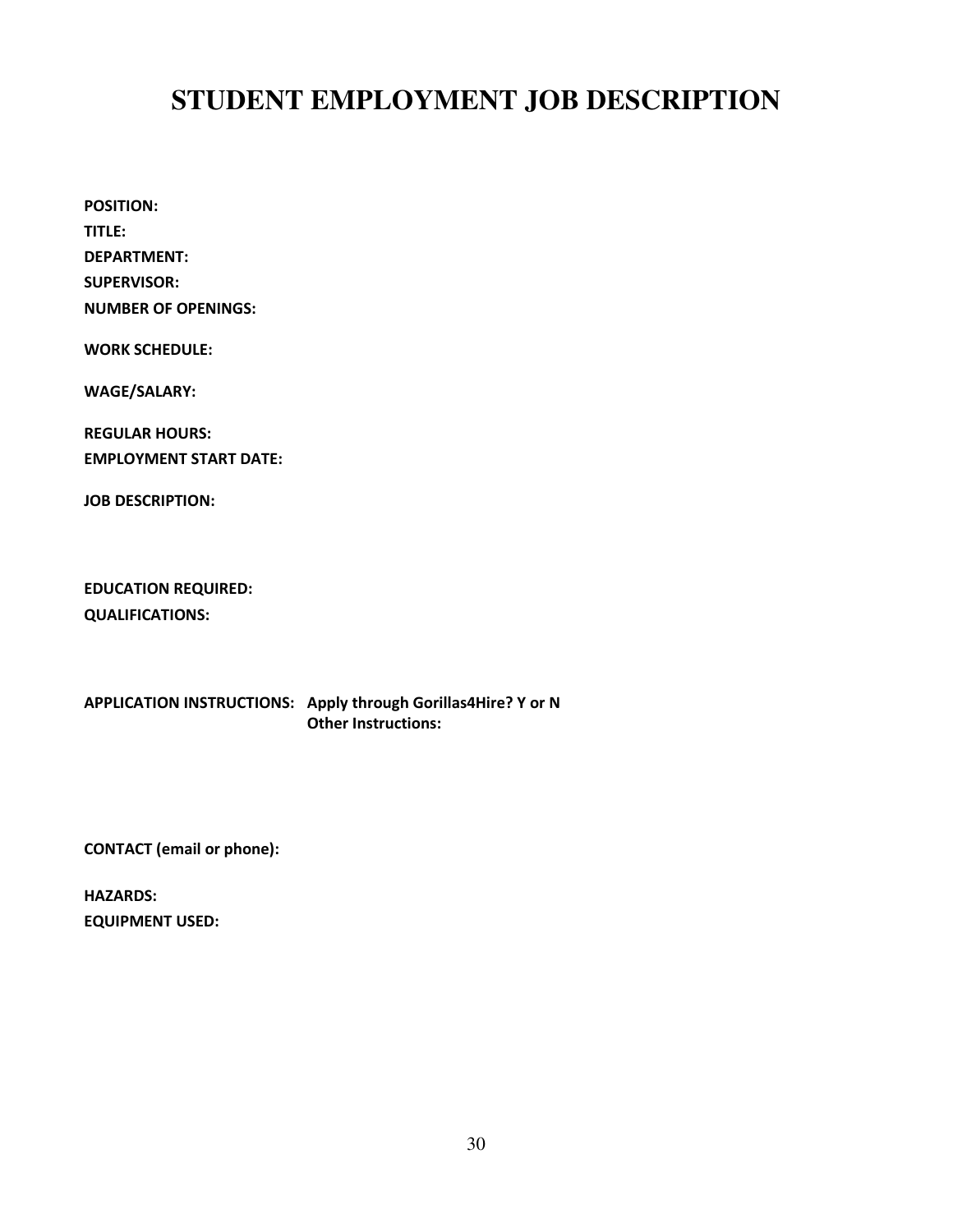# STUDENT EMPLOYMENT JOB DESCRIPTION

**POSITION:**

**TITLE:**

**DEPARTMENT:**

**SUPERVISOR:**

**NUMBER OF OPENINGS:**

**WORK SCHEDULE:**

**WAGE/SALARY:**

**REGULAR HOURS:**

**EMPLOYMENT START DATE:**

**JOB DESCRIPTION:**

**EDUCATION REQUIRED:**

**QUALIFICATIONS:**

**APPLICATION INSTRUCTIONS:** **Apply through Gorillas4Hire? Y or N**

**Other Instructions:**

**CONTACT (email or phone):**

**HAZARDS:**

**EQUIPMENT USED:**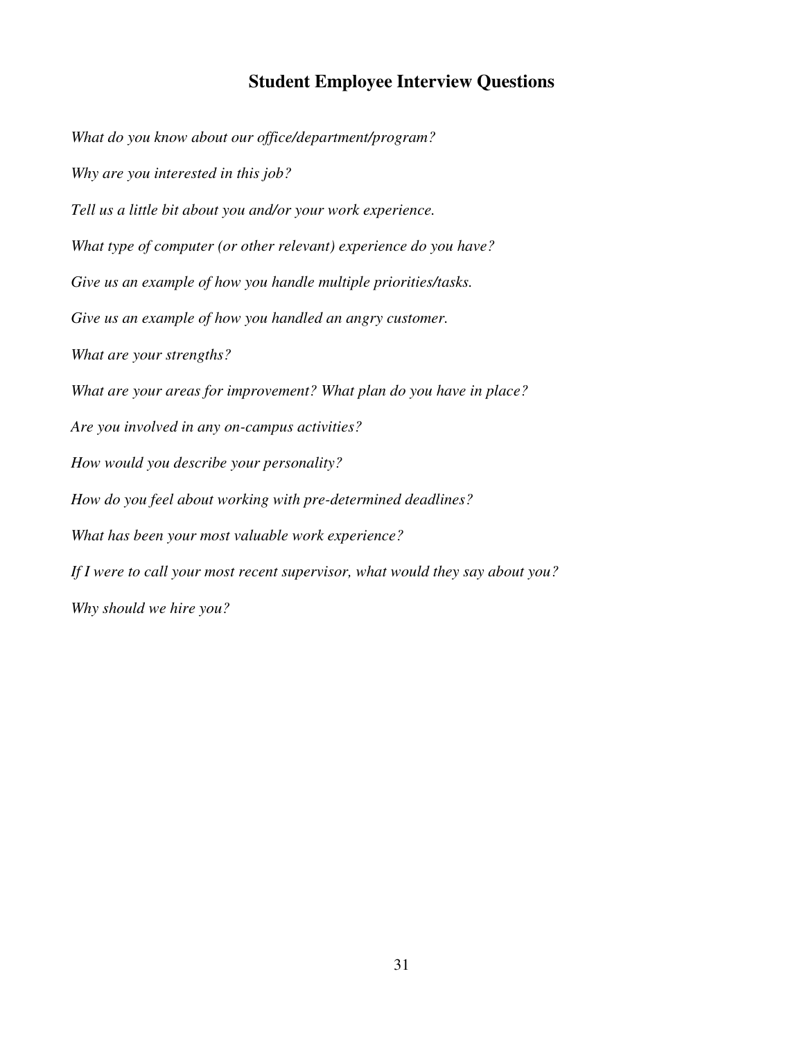# Student Employee Interview Questions

*What do you know about our office/department/program?*

*Why are you interested in this job?*

*Tell us a little bit about you and/or your work experience.*

*What type of computer (or other relevant) experience do you have?*

*Give us an example of how you handle multiple priorities/tasks.*

*Give us an example of how you handled an angry customer.*

*What are your strengths?*

*What are your areas for improvement? What plan do you have in place?*

*Are you involved in any on-campus activities?*

*How would you describe your personality?*

*How do you feel about working with pre-determined deadlines?*

*What has been your most valuable work experience?*

*If I were to call your most recent supervisor, what would they say about you?*

*Why should we hire you?*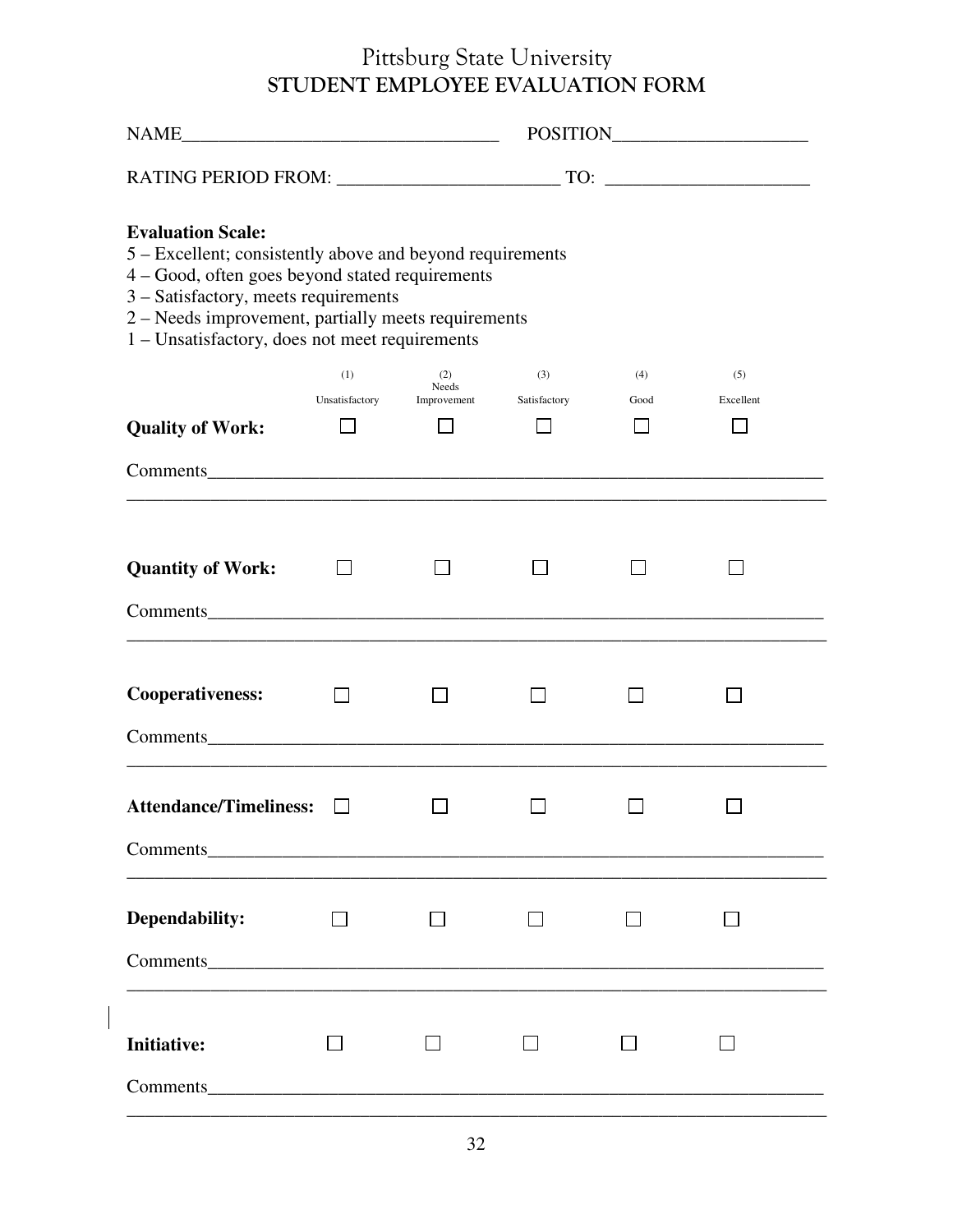# Pittsburg State University
## STUDENT EMPLOYEE EVALUATION FORM

NAME_________________________________ POSITION____________________

RATING PERIOD FROM: _______________________ TO: _____________________

**Evaluation Scale:**
5 – Excellent; consistently above and beyond requirements
4 – Good, often goes beyond stated requirements
3 – Satisfactory, meets requirements
2 – Needs improvement, partially meets requirements
1 – Unsatisfactory, does not meet requirements

| | (1) Unsatisfactory | (2) Needs Improvement | (3) Satisfactory | (4) Good | (5) Excellent |
|---|---|---|---|---|---|
| **Quality of Work:** | ☐ | ☐ | ☐ | ☐ | ☐ |

Comments_________________________________________________________________
_________________________________________________________________________

| | (1) | (2) | (3) | (4) | (5) |
|---|---|---|---|---|---|
| **Quantity of Work:** | ☐ | ☐ | ☐ | ☐ | ☐ |

Comments_________________________________________________________________
_________________________________________________________________________

| | (1) | (2) | (3) | (4) | (5) |
|---|---|---|---|---|---|
| **Cooperativeness:** | ☐ | ☐ | ☐ | ☐ | ☐ |

Comments_________________________________________________________________
_________________________________________________________________________

| | (1) | (2) | (3) | (4) | (5) |
|---|---|---|---|---|---|
| **Attendance/Timeliness:** | ☐ | ☐ | ☐ | ☐ | ☐ |

Comments_________________________________________________________________
_________________________________________________________________________

| | (1) | (2) | (3) | (4) | (5) |
|---|---|---|---|---|---|
| **Dependability:** | ☐ | ☐ | ☐ | ☐ | ☐ |

Comments_________________________________________________________________
_________________________________________________________________________

| | (1) | (2) | (3) | (4) | (5) |
|---|---|---|---|---|---|
| **Initiative:** | ☐ | ☐ | ☐ | ☐ | ☐ |

Comments_________________________________________________________________
_________________________________________________________________________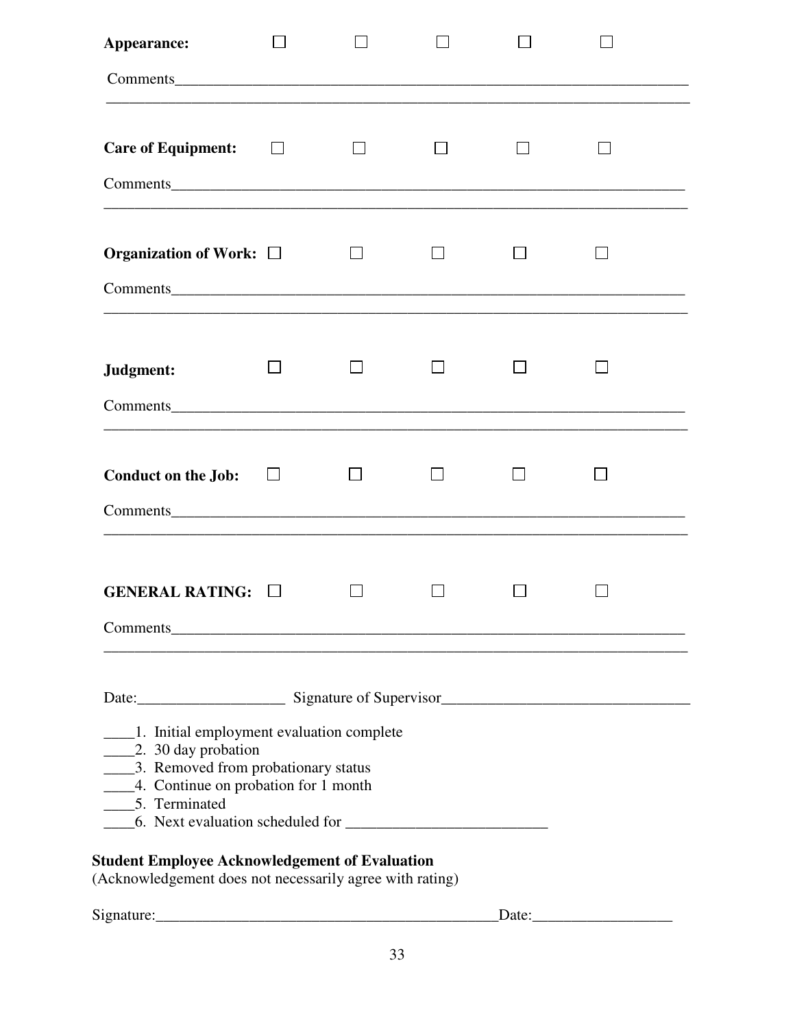**Appearance:** ☐ ☐ ☐ ☐ ☐

Comments______________________________________________________________________

______________________________________________________________________________

**Care of Equipment:** ☐ ☐ ☐ ☐ ☐

Comments______________________________________________________________________

______________________________________________________________________________

**Organization of Work:** ☐ ☐ ☐ ☐ ☐

Comments______________________________________________________________________

______________________________________________________________________________

**Judgment:** ☐ ☐ ☐ ☐ ☐

Comments______________________________________________________________________

______________________________________________________________________________

**Conduct on the Job:** ☐ ☐ ☐ ☐ ☐

Comments______________________________________________________________________

______________________________________________________________________________

**GENERAL RATING:** ☐ ☐ ☐ ☐ ☐

Comments______________________________________________________________________

______________________________________________________________________________

Date:___________________ Signature of Supervisor_______________________________

____1. Initial employment evaluation complete
____2. 30 day probation
____3. Removed from probationary status
____4. Continue on probation for 1 month
____5. Terminated
____6. Next evaluation scheduled for _________________________

**Student Employee Acknowledgement of Evaluation**
(Acknowledgement does not necessarily agree with rating)

Signature:____________________________________________Date:__________________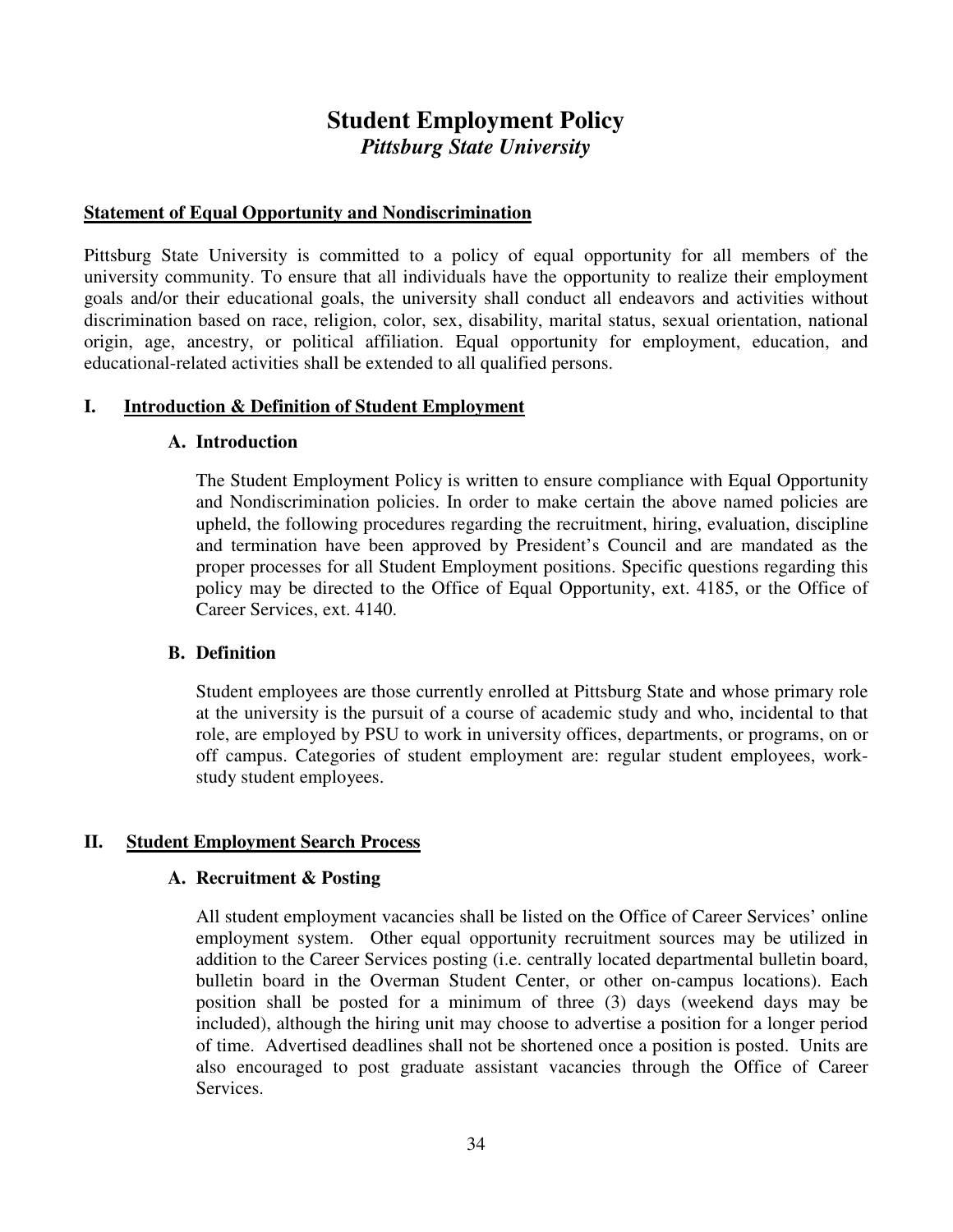# Student Employment Policy

***Pittsburg State University***

**Statement of Equal Opportunity and Nondiscrimination**

Pittsburg State University is committed to a policy of equal opportunity for all members of the university community. To ensure that all individuals have the opportunity to realize their employment goals and/or their educational goals, the university shall conduct all endeavors and activities without discrimination based on race, religion, color, sex, disability, marital status, sexual orientation, national origin, age, ancestry, or political affiliation. Equal opportunity for employment, education, and educational-related activities shall be extended to all qualified persons.

## I. Introduction & Definition of Student Employment

### A. Introduction

The Student Employment Policy is written to ensure compliance with Equal Opportunity and Nondiscrimination policies. In order to make certain the above named policies are upheld, the following procedures regarding the recruitment, hiring, evaluation, discipline and termination have been approved by President's Council and are mandated as the proper processes for all Student Employment positions. Specific questions regarding this policy may be directed to the Office of Equal Opportunity, ext. 4185, or the Office of Career Services, ext. 4140.

### B. Definition

Student employees are those currently enrolled at Pittsburg State and whose primary role at the university is the pursuit of a course of academic study and who, incidental to that role, are employed by PSU to work in university offices, departments, or programs, on or off campus. Categories of student employment are: regular student employees, work-study student employees.

## II. Student Employment Search Process

### A. Recruitment & Posting

All student employment vacancies shall be listed on the Office of Career Services' online employment system. Other equal opportunity recruitment sources may be utilized in addition to the Career Services posting (i.e. centrally located departmental bulletin board, bulletin board in the Overman Student Center, or other on-campus locations). Each position shall be posted for a minimum of three (3) days (weekend days may be included), although the hiring unit may choose to advertise a position for a longer period of time. Advertised deadlines shall not be shortened once a position is posted. Units are also encouraged to post graduate assistant vacancies through the Office of Career Services.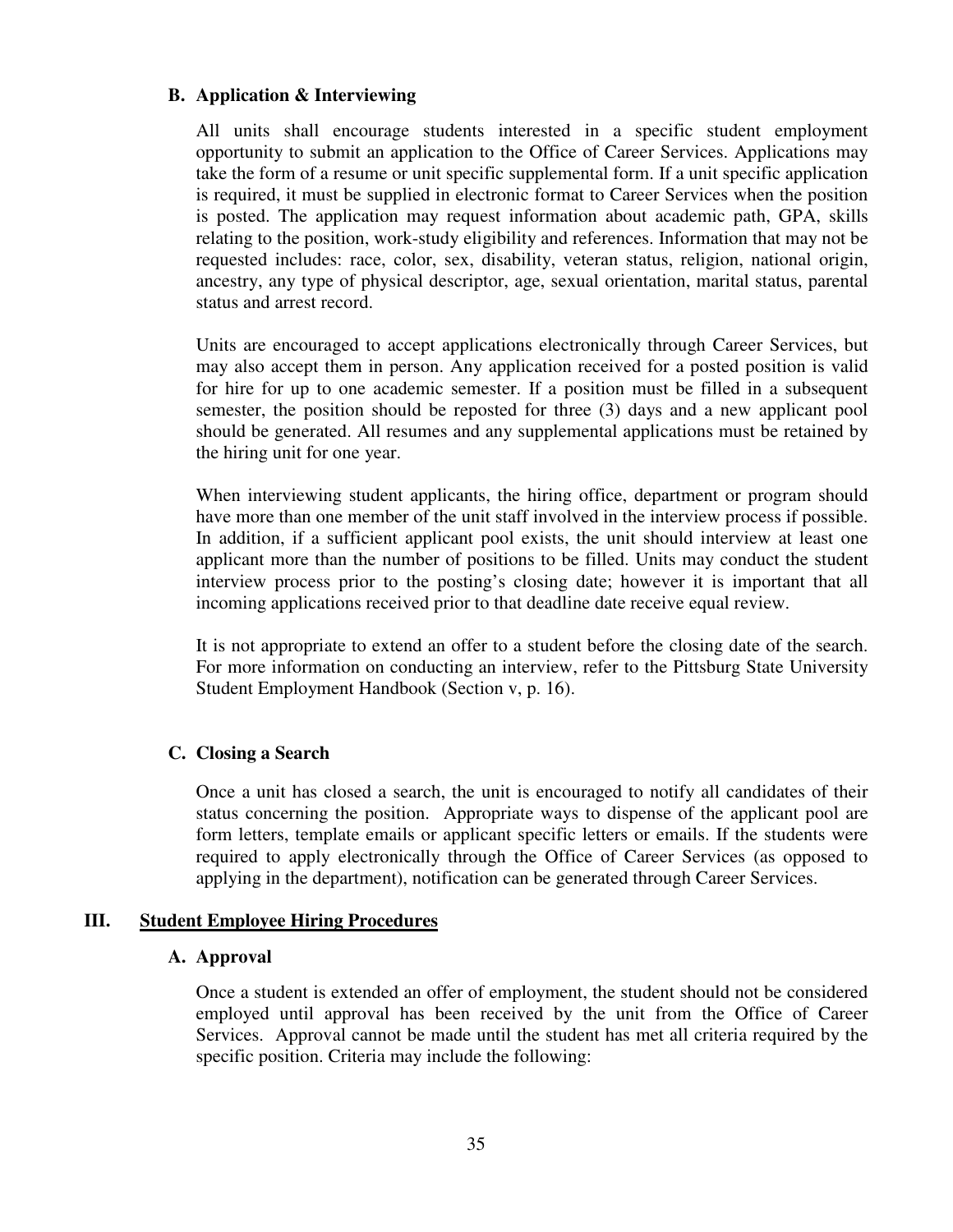### B. Application & Interviewing

All units shall encourage students interested in a specific student employment opportunity to submit an application to the Office of Career Services. Applications may take the form of a resume or unit specific supplemental form. If a unit specific application is required, it must be supplied in electronic format to Career Services when the position is posted. The application may request information about academic path, GPA, skills relating to the position, work-study eligibility and references. Information that may not be requested includes: race, color, sex, disability, veteran status, religion, national origin, ancestry, any type of physical descriptor, age, sexual orientation, marital status, parental status and arrest record.

Units are encouraged to accept applications electronically through Career Services, but may also accept them in person. Any application received for a posted position is valid for hire for up to one academic semester. If a position must be filled in a subsequent semester, the position should be reposted for three (3) days and a new applicant pool should be generated. All resumes and any supplemental applications must be retained by the hiring unit for one year.

When interviewing student applicants, the hiring office, department or program should have more than one member of the unit staff involved in the interview process if possible. In addition, if a sufficient applicant pool exists, the unit should interview at least one applicant more than the number of positions to be filled. Units may conduct the student interview process prior to the posting's closing date; however it is important that all incoming applications received prior to that deadline date receive equal review.

It is not appropriate to extend an offer to a student before the closing date of the search. For more information on conducting an interview, refer to the Pittsburg State University Student Employment Handbook (Section v, p. 16).

### C. Closing a Search

Once a unit has closed a search, the unit is encouraged to notify all candidates of their status concerning the position. Appropriate ways to dispense of the applicant pool are form letters, template emails or applicant specific letters or emails. If the students were required to apply electronically through the Office of Career Services (as opposed to applying in the department), notification can be generated through Career Services.

## III. Student Employee Hiring Procedures

### A. Approval

Once a student is extended an offer of employment, the student should not be considered employed until approval has been received by the unit from the Office of Career Services. Approval cannot be made until the student has met all criteria required by the specific position. Criteria may include the following: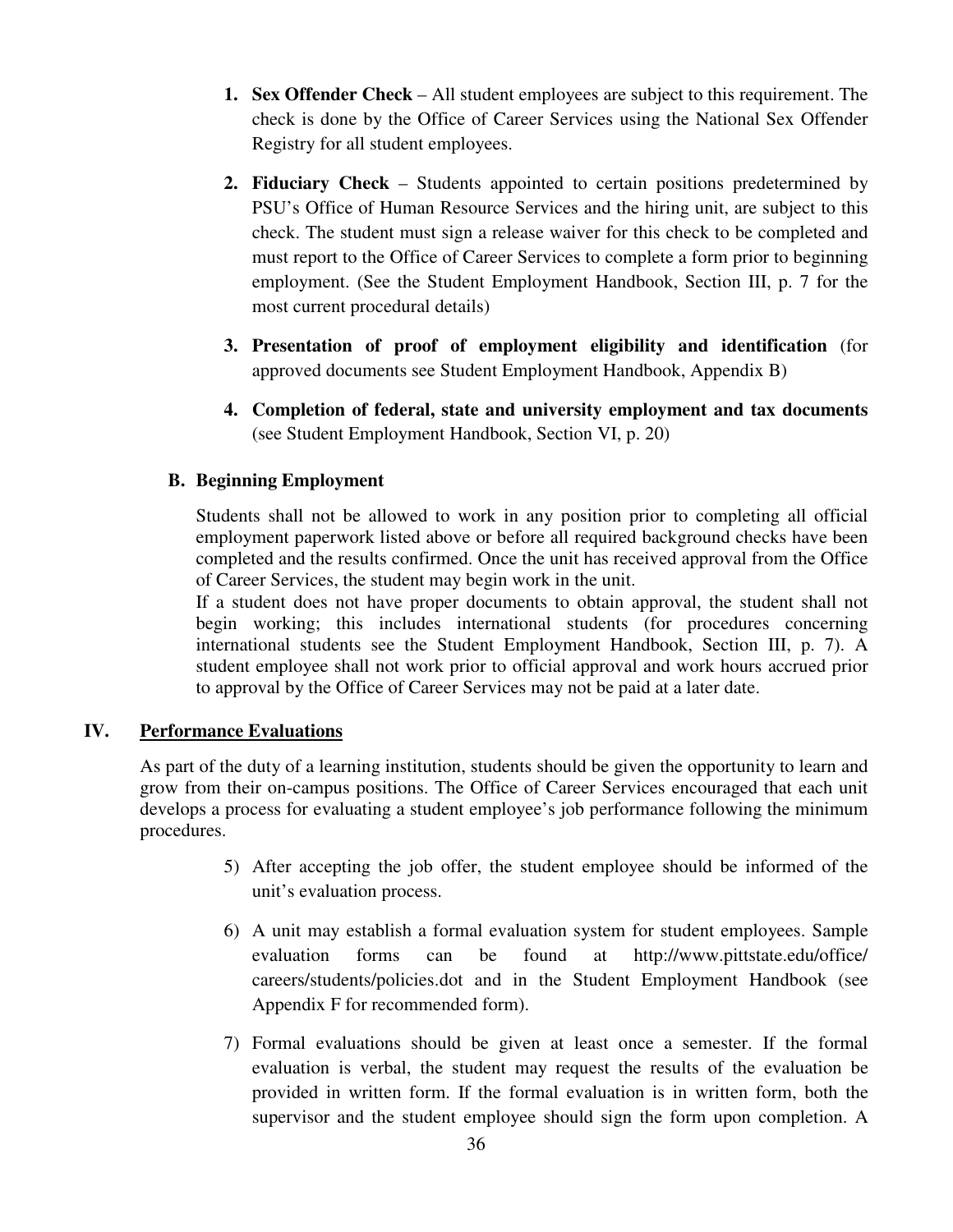1. **Sex Offender Check** – All student employees are subject to this requirement. The check is done by the Office of Career Services using the National Sex Offender Registry for all student employees.

2. **Fiduciary Check** – Students appointed to certain positions predetermined by PSU's Office of Human Resource Services and the hiring unit, are subject to this check. The student must sign a release waiver for this check to be completed and must report to the Office of Career Services to complete a form prior to beginning employment. (See the Student Employment Handbook, Section III, p. 7 for the most current procedural details)

3. **Presentation of proof of employment eligibility and identification** (for approved documents see Student Employment Handbook, Appendix B)

4. **Completion of federal, state and university employment and tax documents** (see Student Employment Handbook, Section VI, p. 20)

### B. Beginning Employment

Students shall not be allowed to work in any position prior to completing all official employment paperwork listed above or before all required background checks have been completed and the results confirmed. Once the unit has received approval from the Office of Career Services, the student may begin work in the unit.

If a student does not have proper documents to obtain approval, the student shall not begin working; this includes international students (for procedures concerning international students see the Student Employment Handbook, Section III, p. 7). A student employee shall not work prior to official approval and work hours accrued prior to approval by the Office of Career Services may not be paid at a later date.

## IV. Performance Evaluations

As part of the duty of a learning institution, students should be given the opportunity to learn and grow from their on-campus positions. The Office of Career Services encouraged that each unit develops a process for evaluating a student employee's job performance following the minimum procedures.

5) After accepting the job offer, the student employee should be informed of the unit's evaluation process.

6) A unit may establish a formal evaluation system for student employees. Sample evaluation forms can be found at http://www.pittstate.edu/office/careers/students/policies.dot and in the Student Employment Handbook (see Appendix F for recommended form).

7) Formal evaluations should be given at least once a semester. If the formal evaluation is verbal, the student may request the results of the evaluation be provided in written form. If the formal evaluation is in written form, both the supervisor and the student employee should sign the form upon completion. A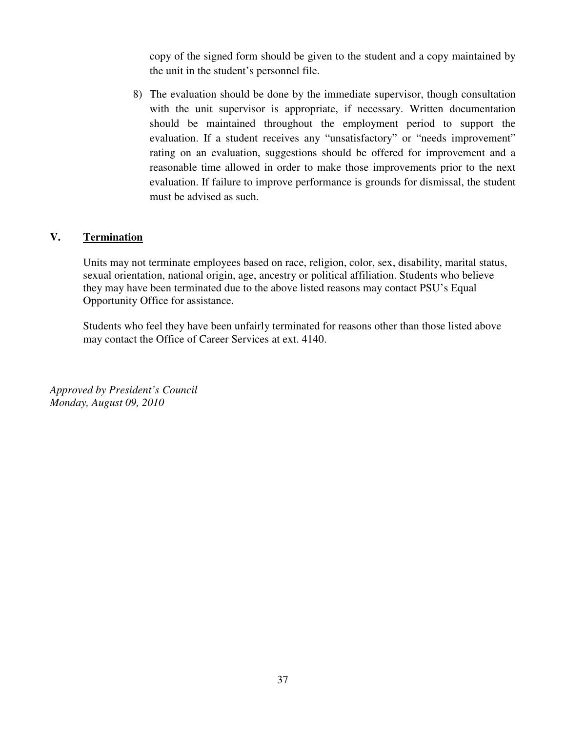copy of the signed form should be given to the student and a copy maintained by the unit in the student's personnel file.

8) The evaluation should be done by the immediate supervisor, though consultation with the unit supervisor is appropriate, if necessary. Written documentation should be maintained throughout the employment period to support the evaluation. If a student receives any "unsatisfactory" or "needs improvement" rating on an evaluation, suggestions should be offered for improvement and a reasonable time allowed in order to make those improvements prior to the next evaluation. If failure to improve performance is grounds for dismissal, the student must be advised as such.

## V. Termination

Units may not terminate employees based on race, religion, color, sex, disability, marital status, sexual orientation, national origin, age, ancestry or political affiliation. Students who believe they may have been terminated due to the above listed reasons may contact PSU's Equal Opportunity Office for assistance.

Students who feel they have been unfairly terminated for reasons other than those listed above may contact the Office of Career Services at ext. 4140.

*Approved by President's Council*
*Monday, August 09, 2010*